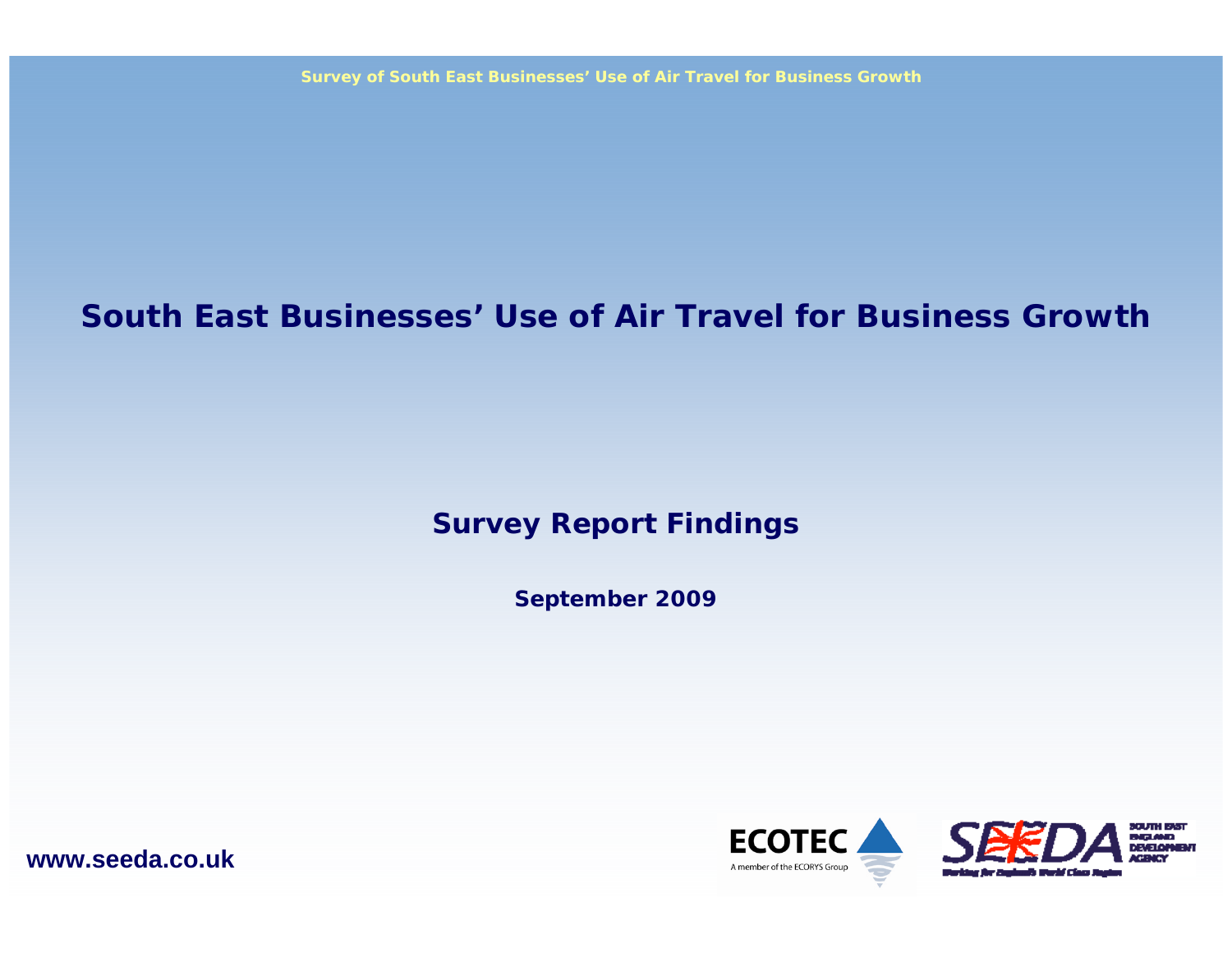# South East Businesses' Use of Air Travel for Business Growth

## Survey Report Findings

**September 2009**

**www.seeda.co.uk**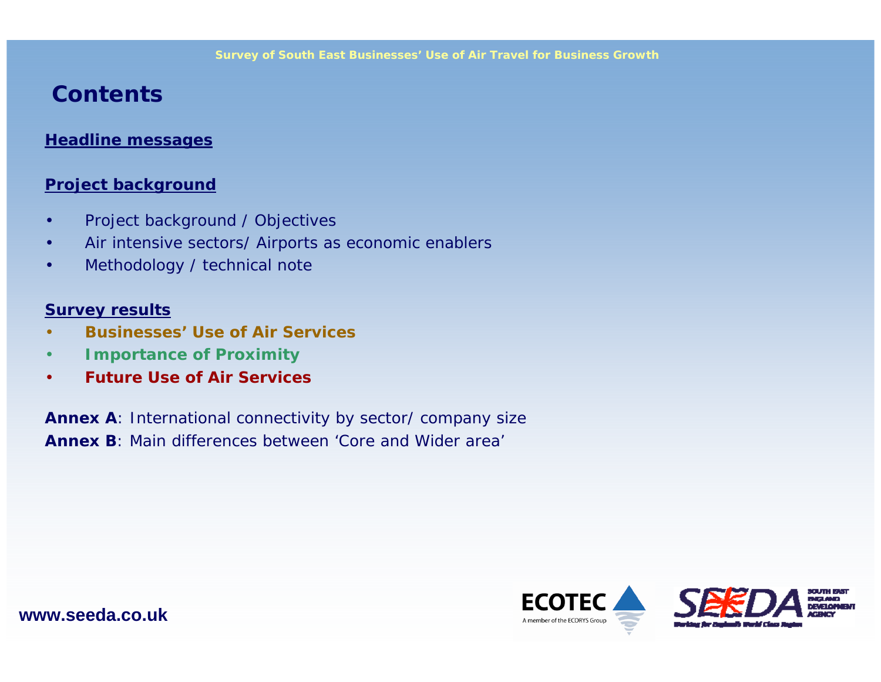# Contents

**Headline messages**

**Project background**

- Project background / Objectives
- Air intensive sectors/ Airports as economic enablers
- Methodology / technical note

**Survey results**

- **Businesses' Use of Air Services**
- **Importance of Proximity**
- **Future Use of Air Services**

**Annex A**: International connectivity by sector/ company size

**Annex B**: Main differences between 'Core and Wider area'

www.seeda.co.uk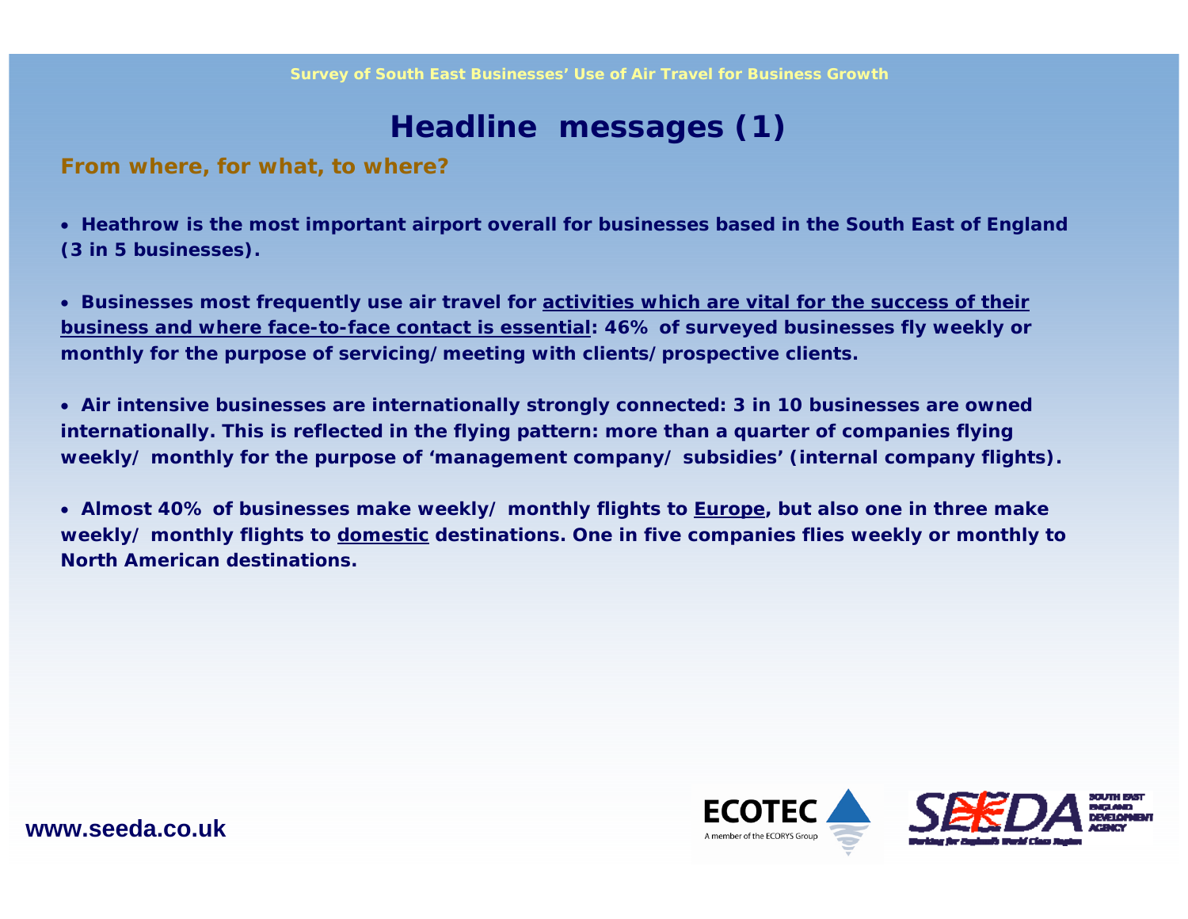# Headline messages (1)

## From where, for what, to where?

- Heathrow is the most important airport overall for businesses based in the South East of England (3 in 5 businesses).

- Businesses most frequently use air travel for activities which are vital for the success of their business and where face-to-face contact is essential: 46% of surveyed businesses fly weekly or monthly for the purpose of servicing/meeting with clients/prospective clients.

- Air intensive businesses are internationally strongly connected: 3 in 10 businesses are owned internationally. This is reflected in the flying pattern: more than a quarter of companies flying weekly/ monthly for the purpose of 'management company/ subsidies' (internal company flights).

- Almost 40% of businesses make weekly/ monthly flights to Europe, but also one in three make weekly/ monthly flights to domestic destinations. One in five companies flies weekly or monthly to North American destinations.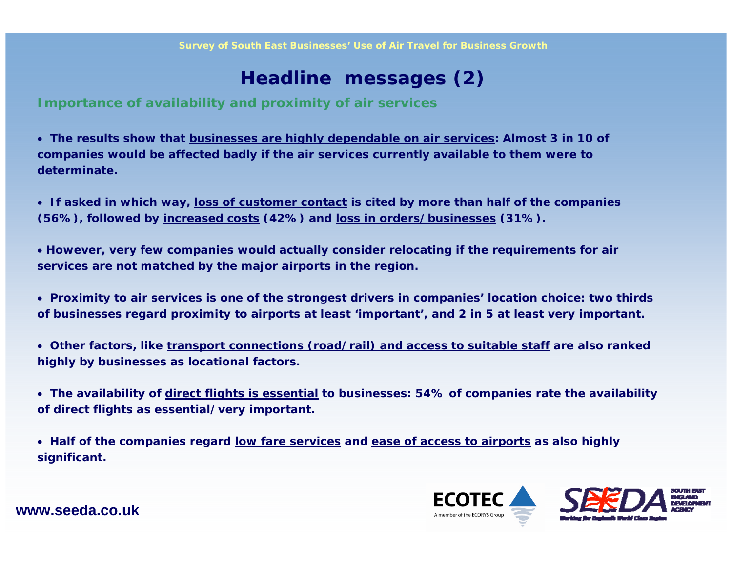# Headline messages (2)

## Importance of availability and proximity of air services

- The results show that <u>businesses are highly dependable on air services</u>: Almost 3 in 10 of companies would be affected badly if the air services currently available to them were to determinate.

- If asked in which way, <u>loss of customer contact</u> is cited by more than half of the companies (56%), followed by <u>increased costs</u> (42%) and <u>loss in orders/businesses</u> (31%).

- However, very few companies would actually consider relocating if the requirements for air services are not matched by the major airports in the region.

- <u>Proximity to air services is one of the strongest drivers in companies' location choice:</u> two thirds of businesses regard proximity to airports at least 'important', and 2 in 5 at least very important.

- Other factors, like <u>transport connections (road/rail) and access to suitable staff</u> are also ranked highly by businesses as locational factors.

- The availability of <u>direct flights is essential</u> to businesses: 54% of companies rate the availability of direct flights as essential/very important.

- Half of the companies regard <u>low fare services</u> and <u>ease of access to airports</u> as also highly significant.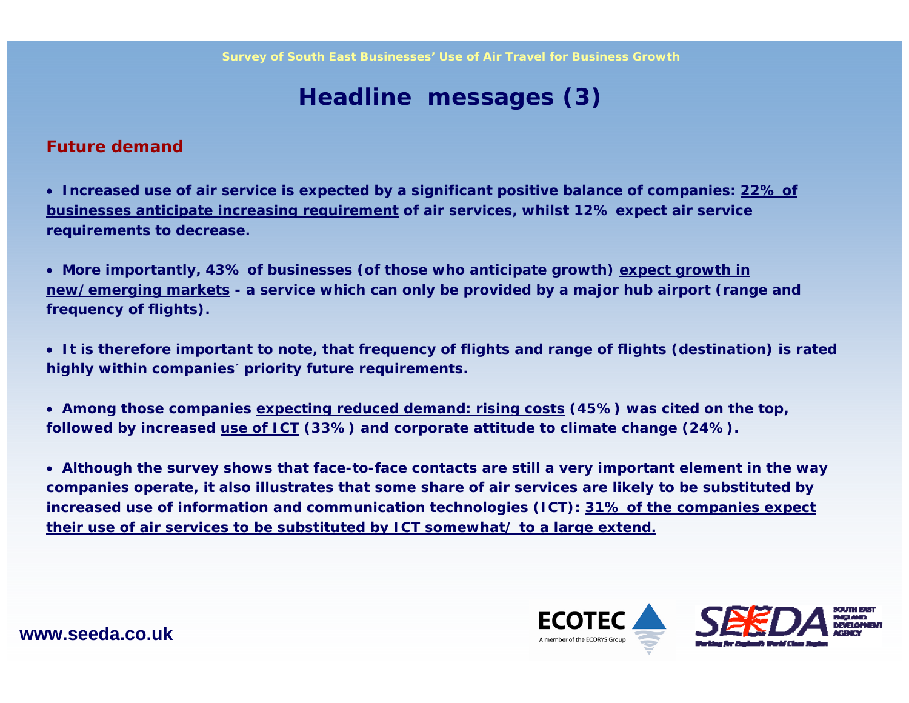# Headline messages (3)

## Future demand

- **Increased use of air service is expected by a significant positive balance of companies: 22% of businesses anticipate increasing requirement of air services, whilst 12% expect air service requirements to decrease.**
- **More importantly, 43% of businesses (of those who anticipate growth) expect growth in new/emerging markets - a service which can only be provided by a major hub airport (range and frequency of flights).**
- **It is therefore important to note, that frequency of flights and range of flights (destination) is rated highly within companies´ priority future requirements.**
- **Among those companies expecting reduced demand: rising costs (45%) was cited on the top, followed by increased use of ICT (33%) and corporate attitude to climate change (24%).**
- **Although the survey shows that face-to-face contacts are still a very important element in the way companies operate, it also illustrates that some share of air services are likely to be substituted by increased use of information and communication technologies (ICT): 31% of the companies expect their use of air services to be substituted by ICT somewhat/ to a large extend.**

www.seeda.co.uk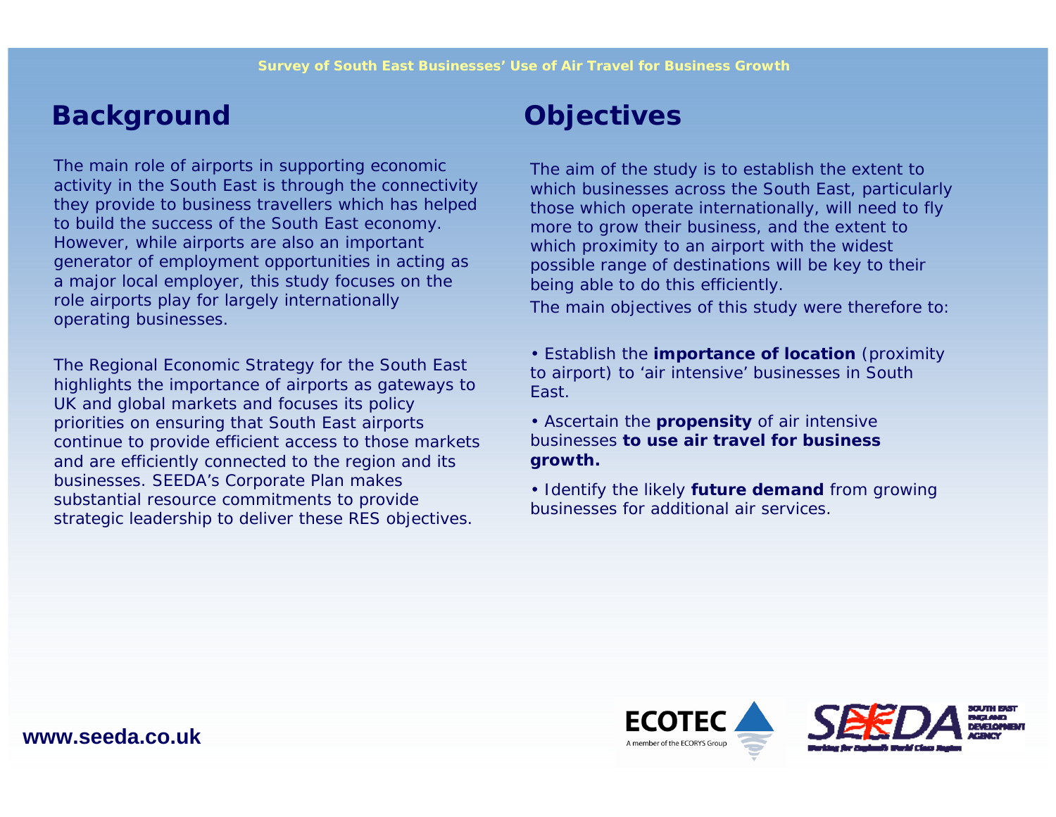## Background

The main role of airports in supporting economic activity in the South East is through the connectivity they provide to business travellers which has helped to build the success of the South East economy. However, while airports are also an important generator of employment opportunities in acting as a major local employer, this study focuses on the role airports play for largely internationally operating businesses.

The Regional Economic Strategy for the South East highlights the importance of airports as gateways to UK and global markets and focuses its policy priorities on ensuring that South East airports continue to provide efficient access to those markets and are efficiently connected to the region and its businesses. SEEDA's Corporate Plan makes substantial resource commitments to provide strategic leadership to deliver these RES objectives.

## Objectives

The aim of the study is to establish the extent to which businesses across the South East, particularly those which operate internationally, will need to fly more to grow their business, and the extent to which proximity to an airport with the widest possible range of destinations will be key to their being able to do this efficiently.

The main objectives of this study were therefore to:

- Establish the **importance of location** (proximity to airport) to 'air intensive' businesses in South East.
- Ascertain the **propensity** of air intensive businesses **to use air travel for business growth.**
- Identify the likely **future demand** from growing businesses for additional air services.

**www.seeda.co.uk**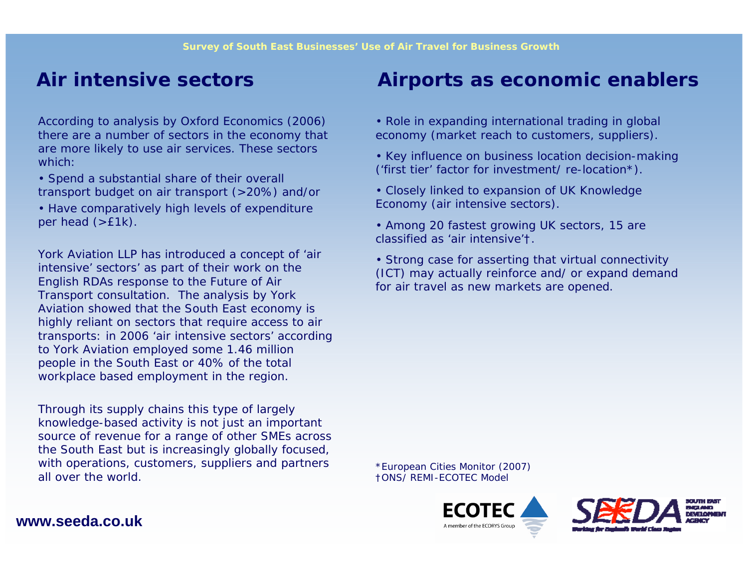## Air intensive sectors

According to analysis by Oxford Economics (2006) there are a number of sectors in the economy that are more likely to use air services. These sectors which:

- Spend a substantial share of their overall transport budget on air transport (>20%) and/or
- Have comparatively high levels of expenditure per head (>£1k).

York Aviation LLP has introduced a concept of 'air intensive' sectors' as part of their work on the English RDAs response to the Future of Air Transport consultation. The analysis by York Aviation showed that the South East economy is highly reliant on sectors that require access to air transports: in 2006 'air intensive sectors' according to York Aviation employed some 1.46 million people in the South East or 40% of the total workplace based employment in the region.

Through its supply chains this type of largely knowledge-based activity is not just an important source of revenue for a range of other SMEs across the South East but is increasingly globally focused, with operations, customers, suppliers and partners all over the world.

## Airports as economic enablers

- Role in expanding international trading in global economy (market reach to customers, suppliers).
- Key influence on business location decision-making ('first tier' factor for investment/ re-location*).
- Closely linked to expansion of UK Knowledge Economy (air intensive sectors).
- Among 20 fastest growing UK sectors, 15 are classified as 'air intensive'†.
- Strong case for asserting that virtual connectivity (ICT) may actually reinforce and/ or expand demand for air travel as new markets are opened.

*European Cities Monitor (2007)
†ONS/ REMI-ECOTEC Model

www.seeda.co.uk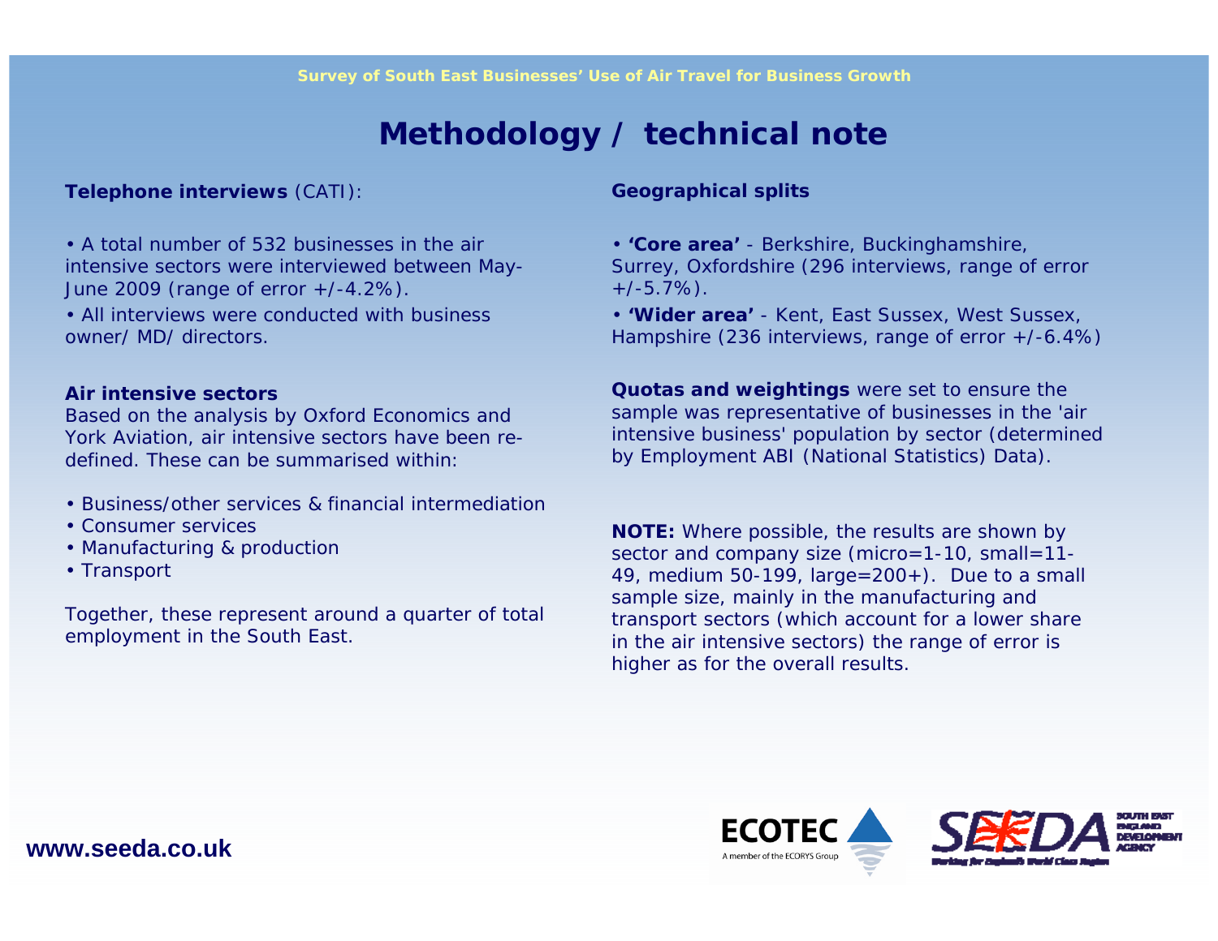# Methodology / technical note

**Telephone interviews** (CATI):

- A total number of 532 businesses in the air intensive sectors were interviewed between May-June 2009 (range of error +/-4.2%).
- All interviews were conducted with business owner/ MD/ directors.

**Air intensive sectors**

Based on the analysis by Oxford Economics and York Aviation, air intensive sectors have been re-defined. These can be summarised within:

- Business/other services & financial intermediation
- Consumer services
- Manufacturing & production
- Transport

Together, these represent around a quarter of total employment in the South East.

**Geographical splits**

- **'Core area'** - Berkshire, Buckinghamshire, Surrey, Oxfordshire (296 interviews, range of error +/-5.7%).
- **'Wider area'** - Kent, East Sussex, West Sussex, Hampshire (236 interviews, range of error +/-6.4%)

**Quotas and weightings** were set to ensure the sample was representative of businesses in the 'air intensive business' population by sector (determined by Employment ABI (National Statistics) Data).

**NOTE:** Where possible, the results are shown by sector and company size (micro=1-10, small=11-49, medium 50-199, large=200+). Due to a small sample size, mainly in the manufacturing and transport sectors (which account for a lower share in the air intensive sectors) the range of error is higher as for the overall results.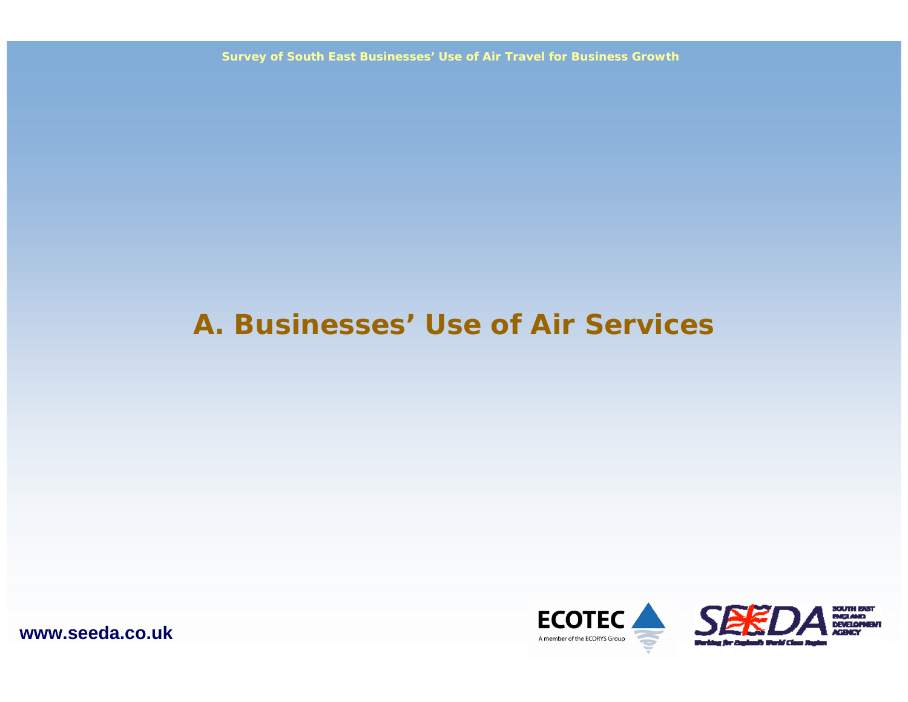# A. Businesses' Use of Air Services

www.seeda.co.uk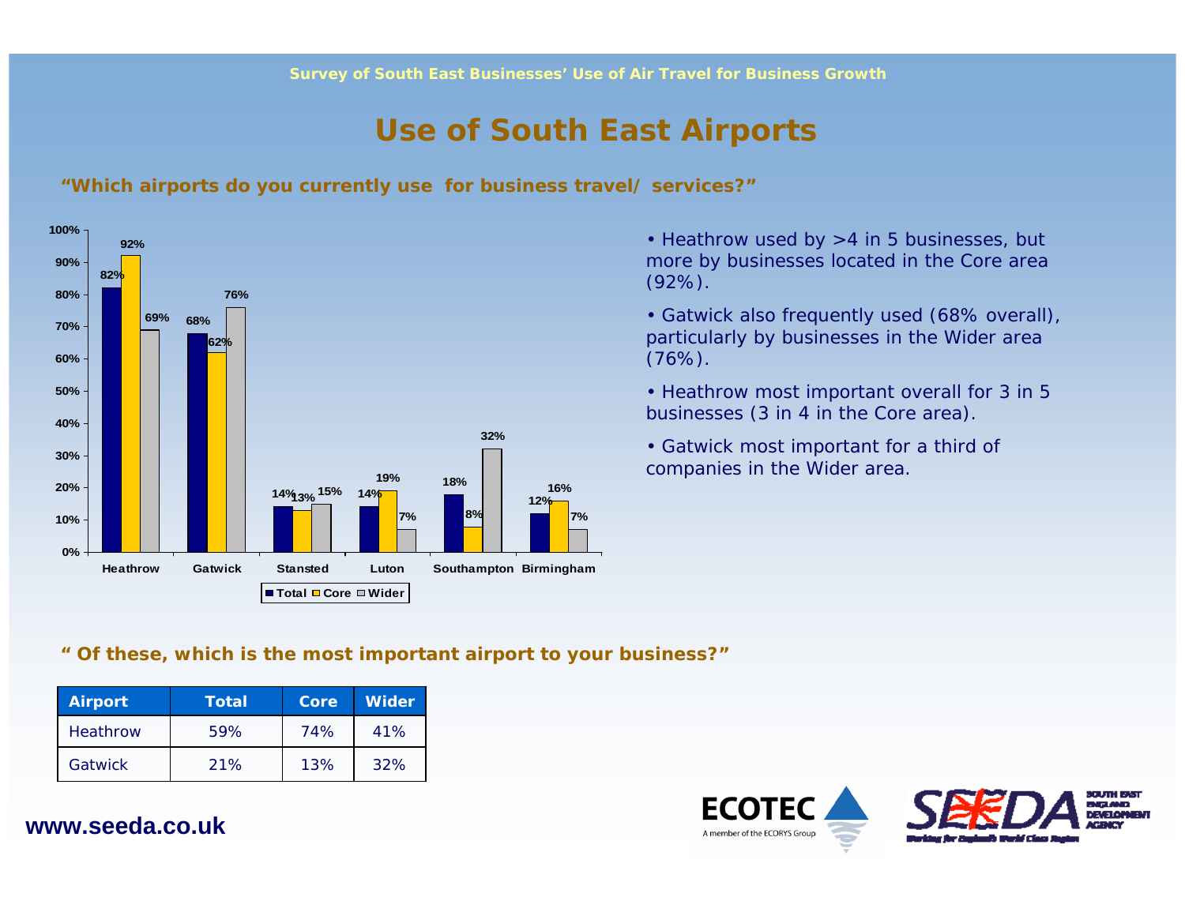Survey of South East Businesses' Use of Air Travel for Business Growth

# Use of South East Airports

**"Which airports do you currently use for business travel/ services?"**

| Airport | Total | Core | Wider |
|---|---|---|---|
| Heathrow | 82% | 92% | 69% |
| Gatwick | 68% | 62% | 76% |
| Stansted | 14% | 13% | 15% |
| Luton | 14% | 19% | 7% |
| Southampton | 18% | 8% | 32% |
| Birmingham | 12% | 16% | 7% |

- Heathrow used by >4 in 5 businesses, but more by businesses located in the Core area (92%).
- Gatwick also frequently used (68% overall), particularly by businesses in the Wider area (76%).
- Heathrow most important overall for 3 in 5 businesses (3 in 4 in the Core area).
- Gatwick most important for a third of companies in the Wider area.

**" Of these, which is the most important airport to your business?"**

| Airport | Total | Core | Wider |
|---|---|---|---|
| Heathrow | 59% | 74% | 41% |
| Gatwick | 21% | 13% | 32% |

**www.seeda.co.uk**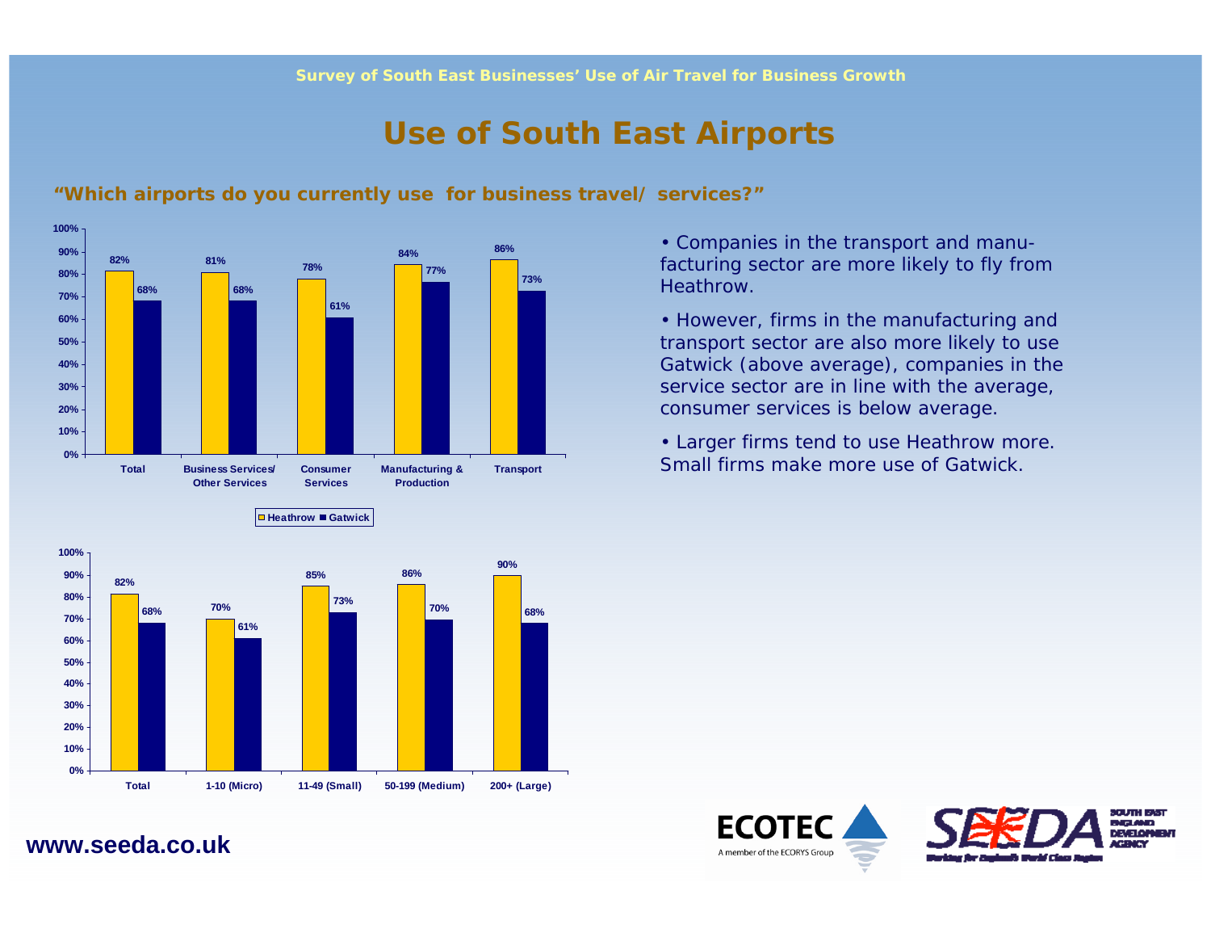Survey of South East Businesses' Use of Air Travel for Business Growth

# Use of South East Airports

**"Which airports do you currently use for business travel/ services?"**

| | Heathrow | Gatwick |
|---|---|---|
| Total | 82% | 68% |
| Business Services/ Other Services | 81% | 68% |
| Consumer Services | 78% | 61% |
| Manufacturing & Production | 84% | 77% |
| Transport | 86% | 73% |

| | Heathrow | Gatwick |
|---|---|---|
| Total | 82% | 68% |
| 1-10 (Micro) | 70% | 61% |
| 11-49 (Small) | 85% | 73% |
| 50-199 (Medium) | 86% | 70% |
| 200+ (Large) | 90% | 68% |

- Companies in the transport and manu-facturing sector are more likely to fly from Heathrow.
- However, firms in the manufacturing and transport sector are also more likely to use Gatwick (above average), companies in the service sector are in line with the average, consumer services is below average.
- Larger firms tend to use Heathrow more. Small firms make more use of Gatwick.

www.seeda.co.uk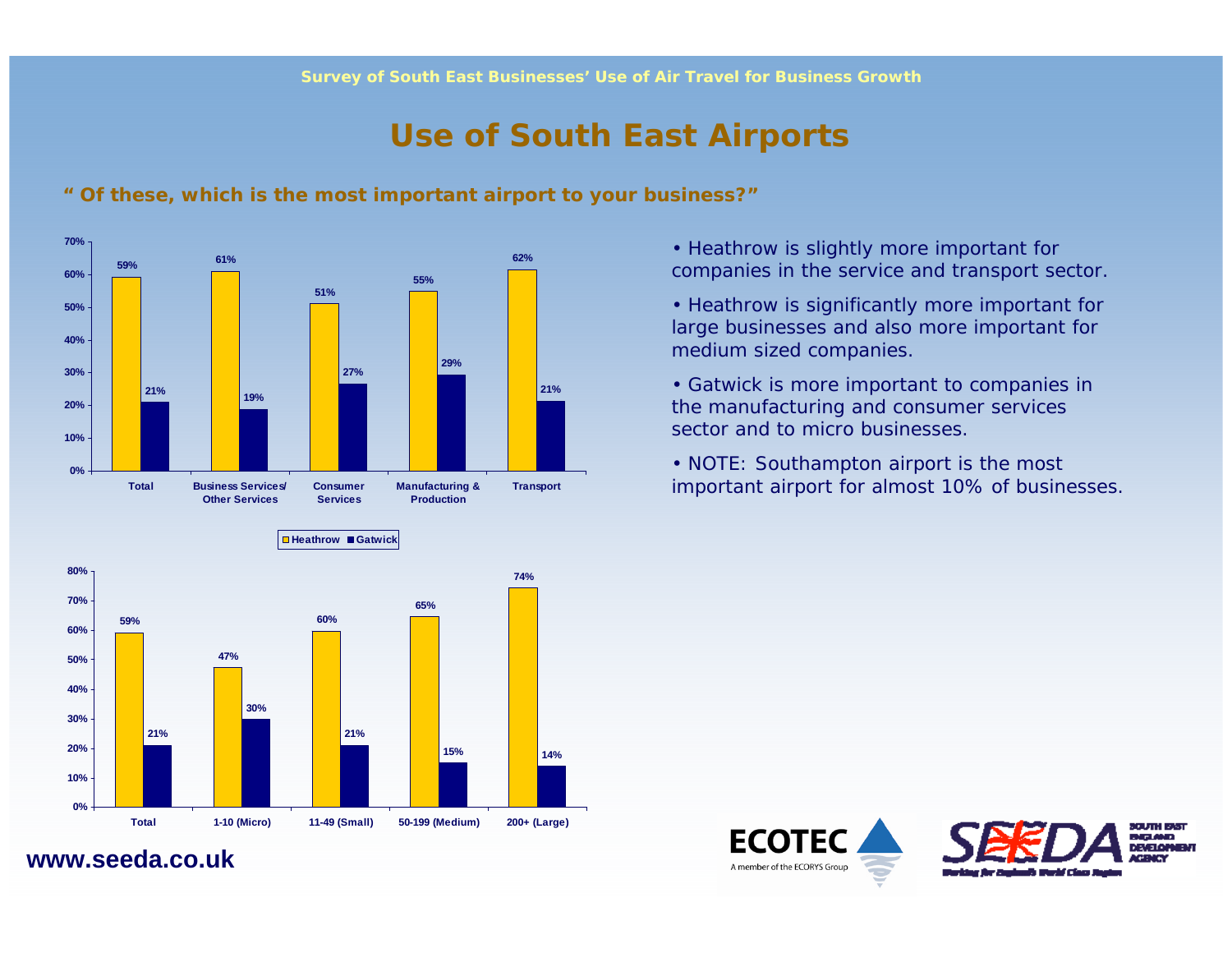# Use of South East Airports

**" Of these, which is the most important airport to your business?"**

| | Heathrow | Gatwick |
|---|---|---|
| Total | 59% | 21% |
| Business Services/ Other Services | 61% | 19% |
| Consumer Services | 51% | 27% |
| Manufacturing & Production | 55% | 29% |
| Transport | 62% | 21% |

| | Heathrow | Gatwick |
|---|---|---|
| Total | 59% | 21% |
| 1-10 (Micro) | 47% | 30% |
| 11-49 (Small) | 60% | 21% |
| 50-199 (Medium) | 65% | 15% |
| 200+ (Large) | 74% | 14% |

- Heathrow is slightly more important for companies in the service and transport sector.
- Heathrow is significantly more important for large businesses and also more important for medium sized companies.
- Gatwick is more important to companies in the manufacturing and consumer services sector and to micro businesses.
- NOTE: Southampton airport is the most important airport for almost 10% of businesses.

**www.seeda.co.uk**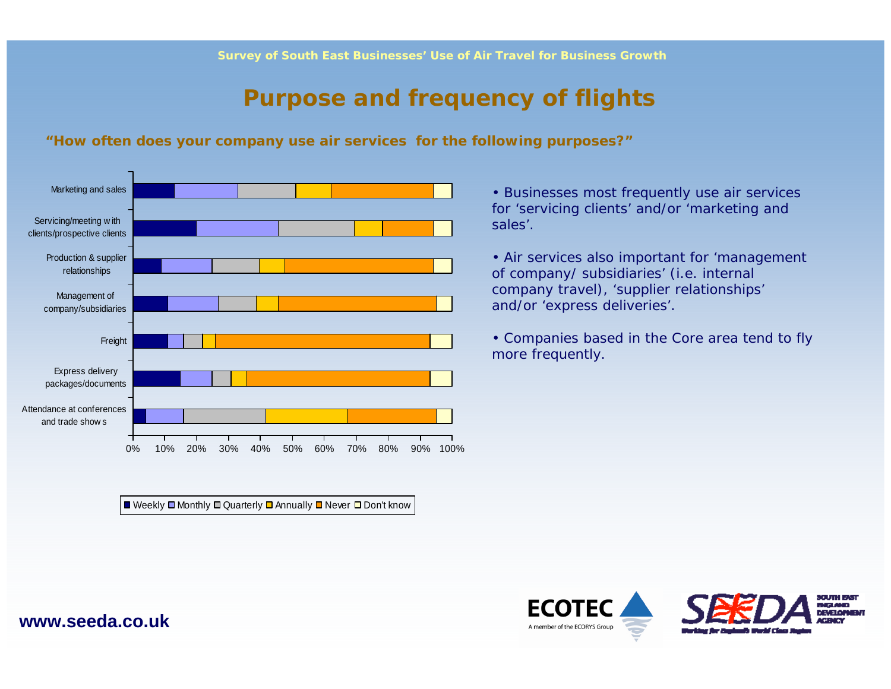Survey of South East Businesses' Use of Air Travel for Business Growth

# Purpose and frequency of flights

**"How often does your company use air services for the following purposes?"**

Categories: Marketing and sales; Servicing/meeting with clients/prospective clients; Production & supplier relationships; Management of company/subsidiaries; Freight; Express delivery packages/documents; Attendance at conferences and trade shows

Scale: 0% 10% 20% 30% 40% 50% 60% 70% 80% 90% 100%

Legend: Weekly, Monthly, Quarterly, Annually, Never, Don't know

- Businesses most frequently use air services for 'servicing clients' and/or 'marketing and sales'.
- Air services also important for 'management of company/ subsidiaries' (i.e. internal company travel), 'supplier relationships' and/or 'express deliveries'.
- Companies based in the Core area tend to fly more frequently.

www.seeda.co.uk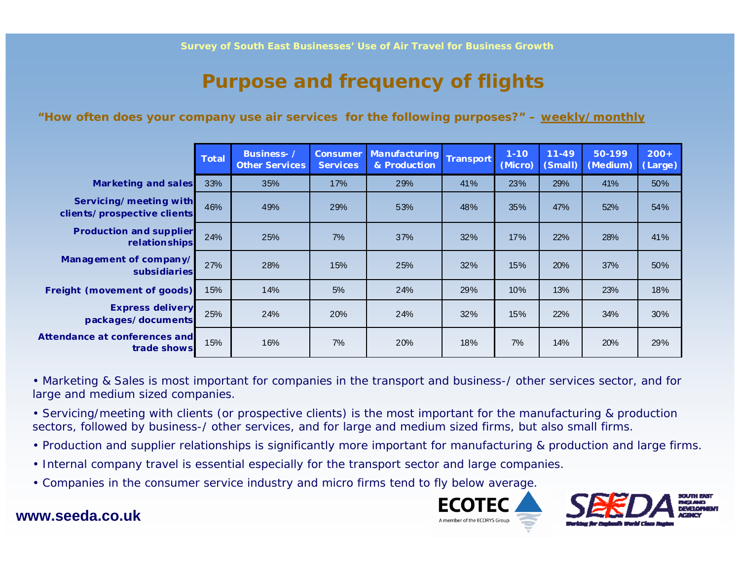Survey of South East Businesses' Use of Air Travel for Business Growth

# Purpose and frequency of flights

**"How often does your company use air services for the following purposes?" – weekly/monthly**

| | Total | Business-/ Other Services | Consumer Services | Manufacturing & Production | Transport | 1-10 (Micro) | 11-49 (Small) | 50-199 (Medium) | 200+ (Large) |
|---|---|---|---|---|---|---|---|---|---|
| Marketing and sales | 33% | 35% | 17% | 29% | 41% | 23% | 29% | 41% | 50% |
| Servicing/meeting with clients/prospective clients | 46% | 49% | 29% | 53% | 48% | 35% | 47% | 52% | 54% |
| Production and supplier relationships | 24% | 25% | 7% | 37% | 32% | 17% | 22% | 28% | 41% |
| Management of company/ subsidiaries | 27% | 28% | 15% | 25% | 32% | 15% | 20% | 37% | 50% |
| Freight (movement of goods) | 15% | 14% | 5% | 24% | 29% | 10% | 13% | 23% | 18% |
| Express delivery packages/documents | 25% | 24% | 20% | 24% | 32% | 15% | 22% | 34% | 30% |
| Attendance at conferences and trade shows | 15% | 16% | 7% | 20% | 18% | 7% | 14% | 20% | 29% |

- Marketing & Sales is most important for companies in the transport and business-/ other services sector, and for large and medium sized companies.
- Servicing/meeting with clients (or prospective clients) is the most important for the manufacturing & production sectors, followed by business-/ other services, and for large and medium sized firms, but also small firms.
- Production and supplier relationships is significantly more important for manufacturing & production and large firms.
- Internal company travel is essential especially for the transport sector and large companies.
- Companies in the consumer service industry and micro firms tend to fly below average.

**www.seeda.co.uk**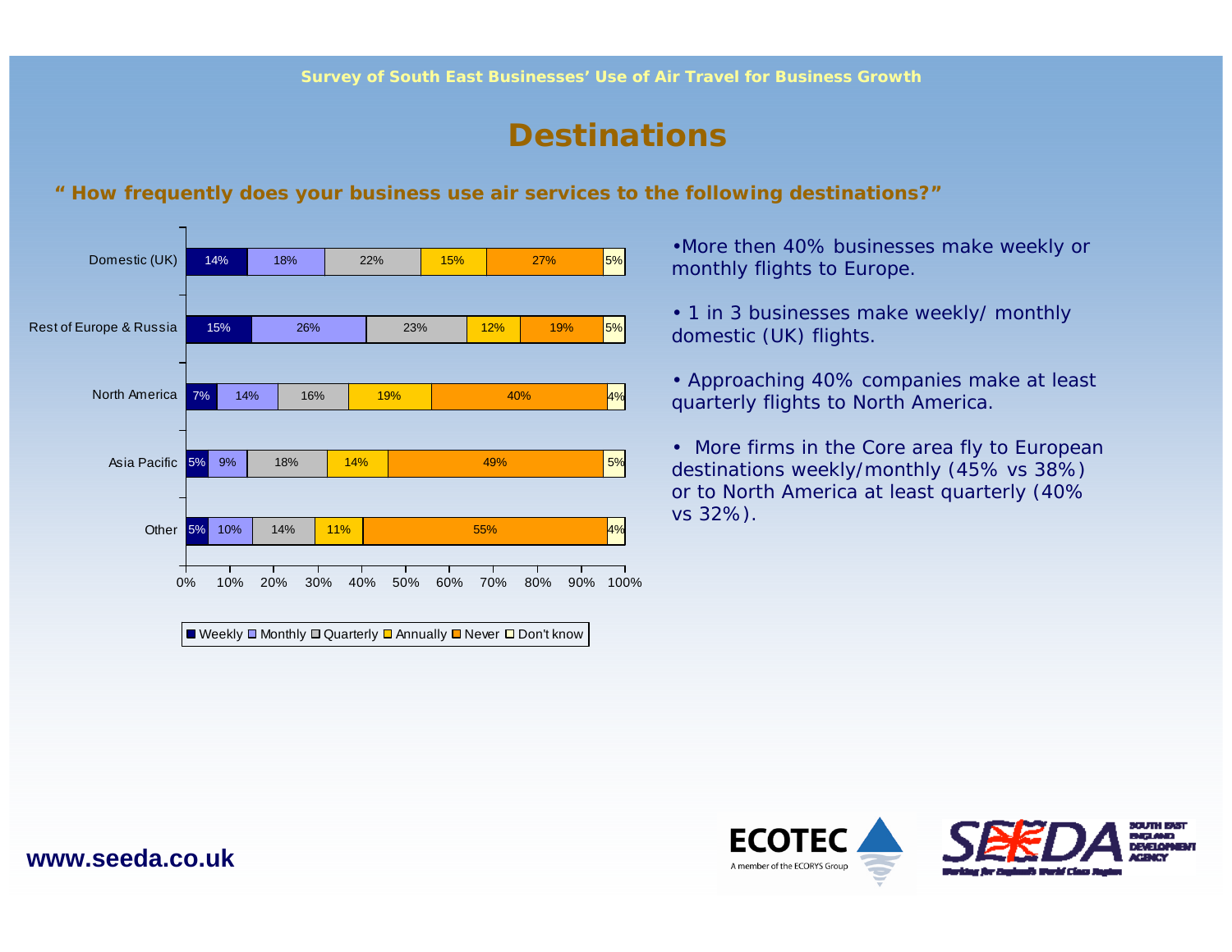Survey of South East Businesses' Use of Air Travel for Business Growth

# Destinations

**" How frequently does your business use air services to the following destinations?"**

| | Weekly | Monthly | Quarterly | Annually | Never | Don't know |
|---|---|---|---|---|---|---|
| Domestic (UK) | 14% | 18% | 22% | 15% | 27% | 5% |
| Rest of Europe & Russia | 15% | 26% | 23% | 12% | 19% | 5% |
| North America | 7% | 14% | 16% | 19% | 40% | 4% |
| Asia Pacific | 5% | 9% | 18% | 14% | 49% | 5% |
| Other | 5% | 10% | 14% | 11% | 55% | 4% |

- More then 40% businesses make weekly or monthly flights to Europe.
- 1 in 3 businesses make weekly/ monthly domestic (UK) flights.
- Approaching 40% companies make at least quarterly flights to North America.
- More firms in the Core area fly to European destinations weekly/monthly (45% vs 38%) or to North America at least quarterly (40% vs 32%).

www.seeda.co.uk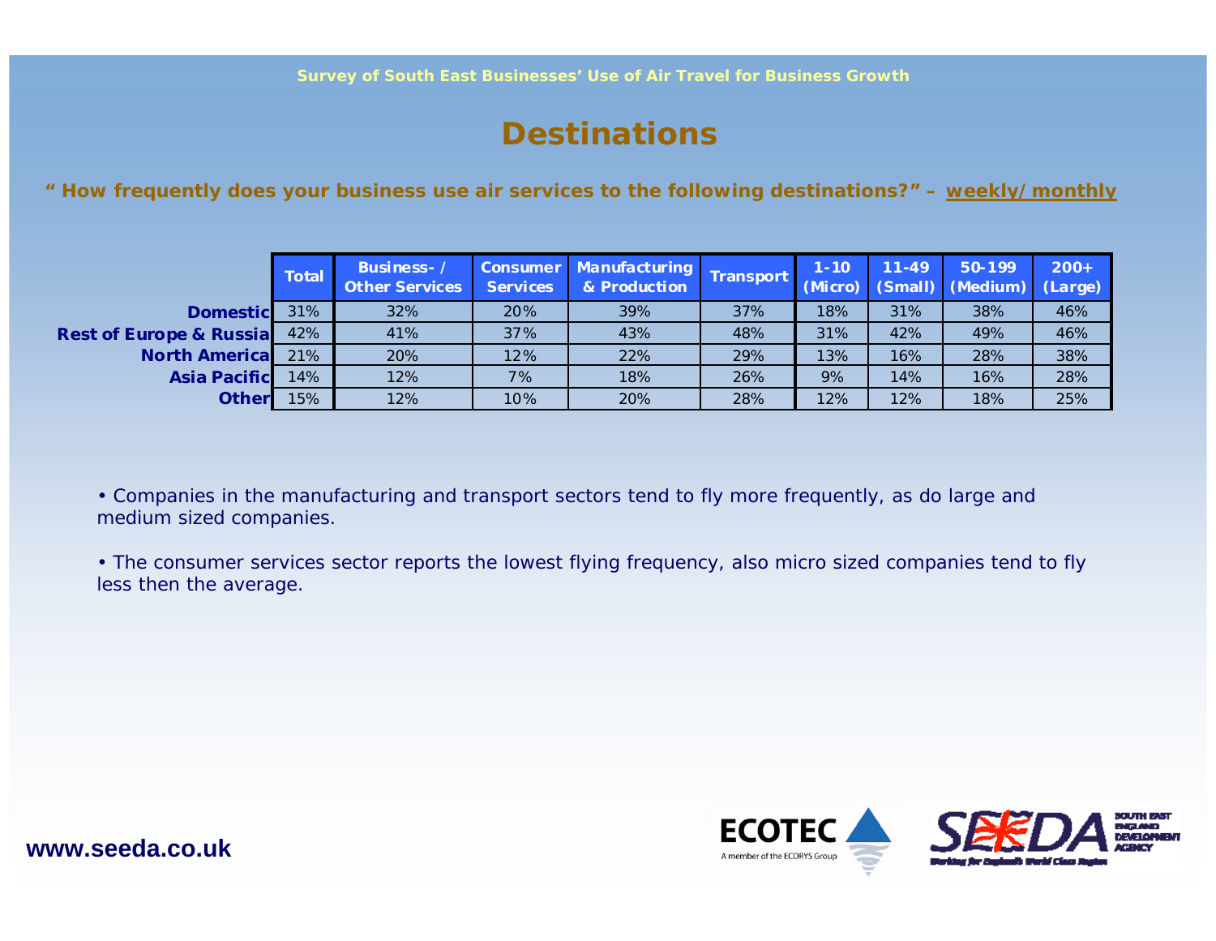Survey of South East Businesses' Use of Air Travel for Business Growth

# Destinations

**" How frequently does your business use air services to the following destinations?" – weekly/monthly**

| | Total | Business- / Other Services | Consumer Services | Manufacturing & Production | Transport | 1-10 (Micro) | 11-49 (Small) | 50-199 (Medium) | 200+ (Large) |
|---|---|---|---|---|---|---|---|---|---|
| **Domestic** | 31% | 32% | 20% | 39% | 37% | 18% | 31% | 38% | 46% |
| **Rest of Europe & Russia** | 42% | 41% | 37% | 43% | 48% | 31% | 42% | 49% | 46% |
| **North America** | 21% | 20% | 12% | 22% | 29% | 13% | 16% | 28% | 38% |
| **Asia Pacific** | 14% | 12% | 7% | 18% | 26% | 9% | 14% | 16% | 28% |
| **Other** | 15% | 12% | 10% | 20% | 28% | 12% | 12% | 18% | 25% |

- Companies in the manufacturing and transport sectors tend to fly more frequently, as do large and medium sized companies.

- The consumer services sector reports the lowest flying frequency, also micro sized companies tend to fly less then the average.

**www.seeda.co.uk**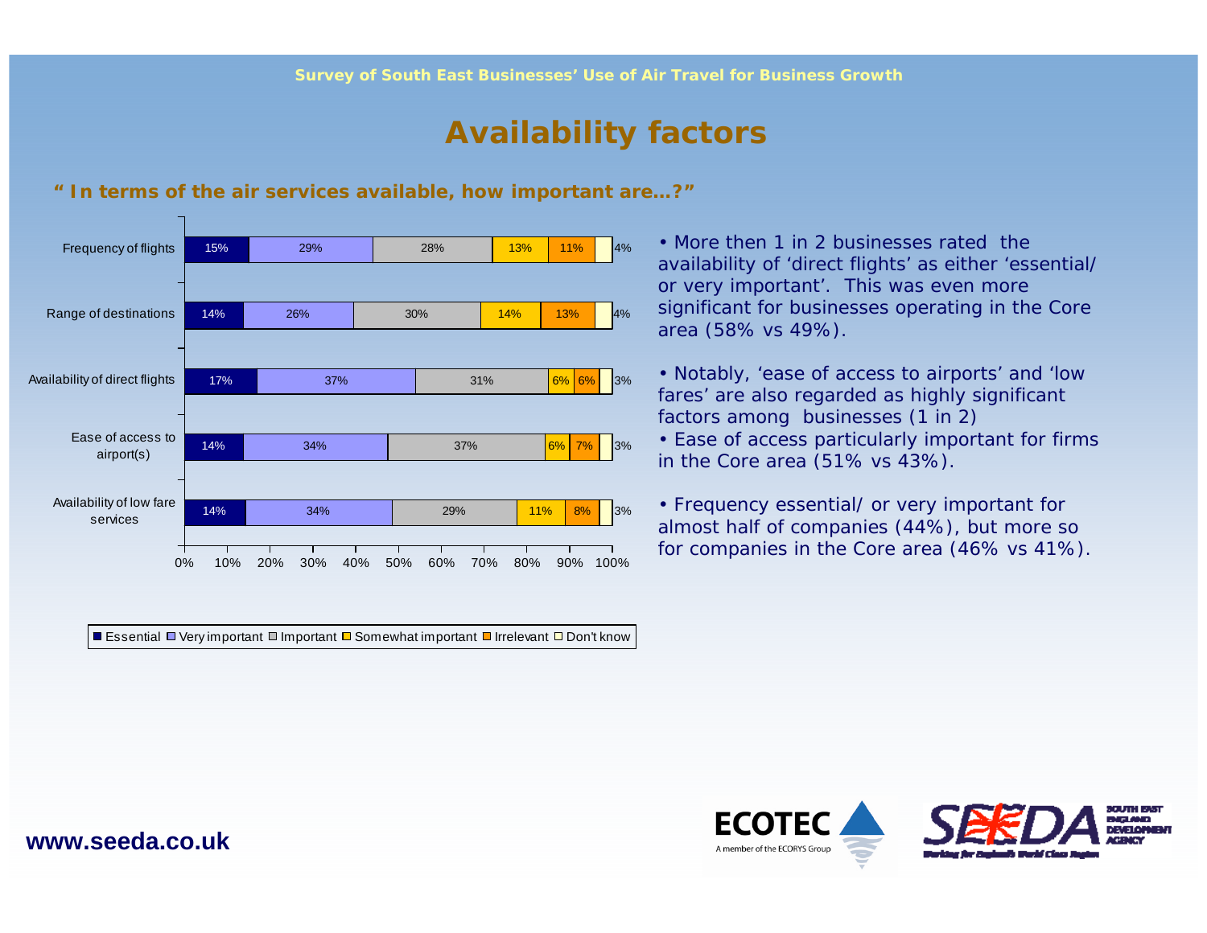# Availability factors

**" In terms of the air services available, how important are…?"**

| | Essential | Very important | Important | Somewhat important | Irrelevant | Don't know |
|---|---|---|---|---|---|---|
| Frequency of flights | 15% | 29% | 28% | 13% | 11% | 4% |
| Range of destinations | 14% | 26% | 30% | 14% | 13% | 4% |
| Availability of direct flights | 17% | 37% | 31% | 6% | 6% | 3% |
| Ease of access to airport(s) | 14% | 34% | 37% | 6% | 7% | 3% |
| Availability of low fare services | 14% | 34% | 29% | 11% | 8% | 3% |

- More then 1 in 2 businesses rated the availability of 'direct flights' as either 'essential/ or very important'. This was even more significant for businesses operating in the Core area (58% vs 49%).

- Notably, 'ease of access to airports' and 'low fares' are also regarded as highly significant factors among businesses (1 in 2)
- Ease of access particularly important for firms in the Core area (51% vs 43%).

- Frequency essential/ or very important for almost half of companies (44%), but more so for companies in the Core area (46% vs 41%).

**www.seeda.co.uk**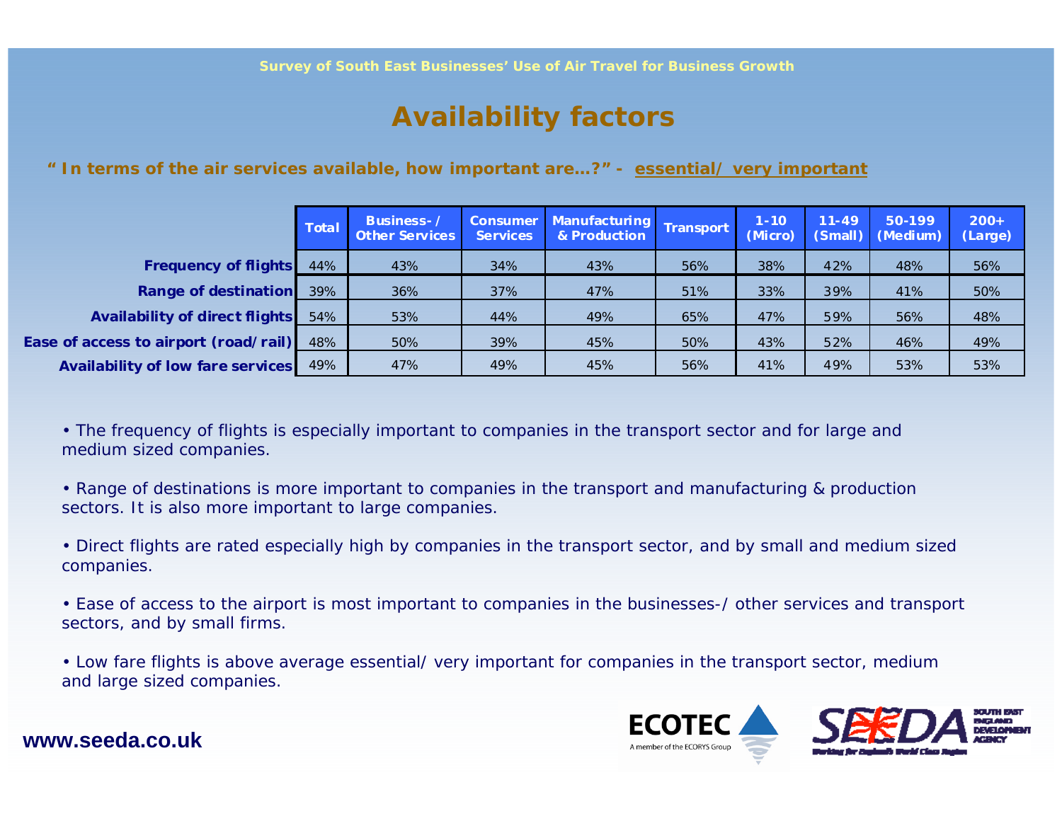Survey of South East Businesses' Use of Air Travel for Business Growth

# Availability factors

**" In terms of the air services available, how important are…?" - essential/ very important**

| | Total | Business-/ Other Services | Consumer Services | Manufacturing & Production | Transport | 1-10 (Micro) | 11-49 (Small) | 50-199 (Medium) | 200+ (Large) |
|---|---|---|---|---|---|---|---|---|---|
| **Frequency of flights** | 44% | 43% | 34% | 43% | 56% | 38% | 42% | 48% | 56% |
| **Range of destination** | 39% | 36% | 37% | 47% | 51% | 33% | 39% | 41% | 50% |
| **Availability of direct flights** | 54% | 53% | 44% | 49% | 65% | 47% | 59% | 56% | 48% |
| **Ease of access to airport (road/rail)** | 48% | 50% | 39% | 45% | 50% | 43% | 52% | 46% | 49% |
| **Availability of low fare services** | 49% | 47% | 49% | 45% | 56% | 41% | 49% | 53% | 53% |

- The frequency of flights is especially important to companies in the transport sector and for large and medium sized companies.
- Range of destinations is more important to companies in the transport and manufacturing & production sectors. It is also more important to large companies.
- Direct flights are rated especially high by companies in the transport sector, and by small and medium sized companies.
- Ease of access to the airport is most important to companies in the businesses-/ other services and transport sectors, and by small firms.
- Low fare flights is above average essential/ very important for companies in the transport sector, medium and large sized companies.

**www.seeda.co.uk**

ECOTEC A member of the ECORYS Group

SEEDA SOUTH EAST ENGLAND DEVELOPMENT AGENCY Working for England's World Class Region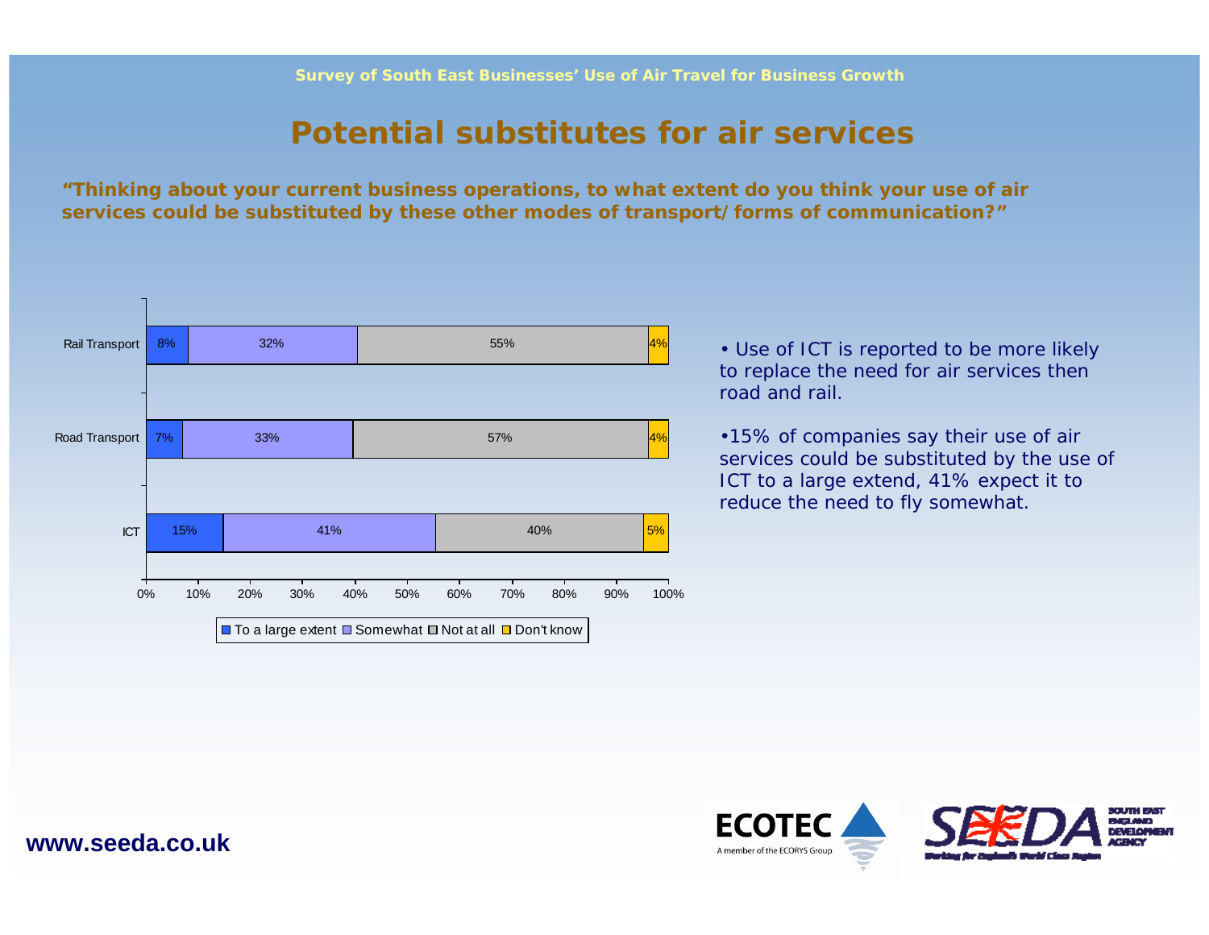Survey of South East Businesses' Use of Air Travel for Business Growth

# Potential substitutes for air services

**"Thinking about your current business operations, to what extent do you think your use of air services could be substituted by these other modes of transport/ forms of communication?"**

| | To a large extent | Somewhat | Not at all | Don't know |
|---|---|---|---|---|
| Rail Transport | 8% | 32% | 55% | 4% |
| Road Transport | 7% | 33% | 57% | 4% |
| ICT | 15% | 41% | 40% | 5% |

- Use of ICT is reported to be more likely to replace the need for air services then road and rail.
- 15% of companies say their use of air services could be substituted by the use of ICT to a large extend, 41% expect it to reduce the need to fly somewhat.

www.seeda.co.uk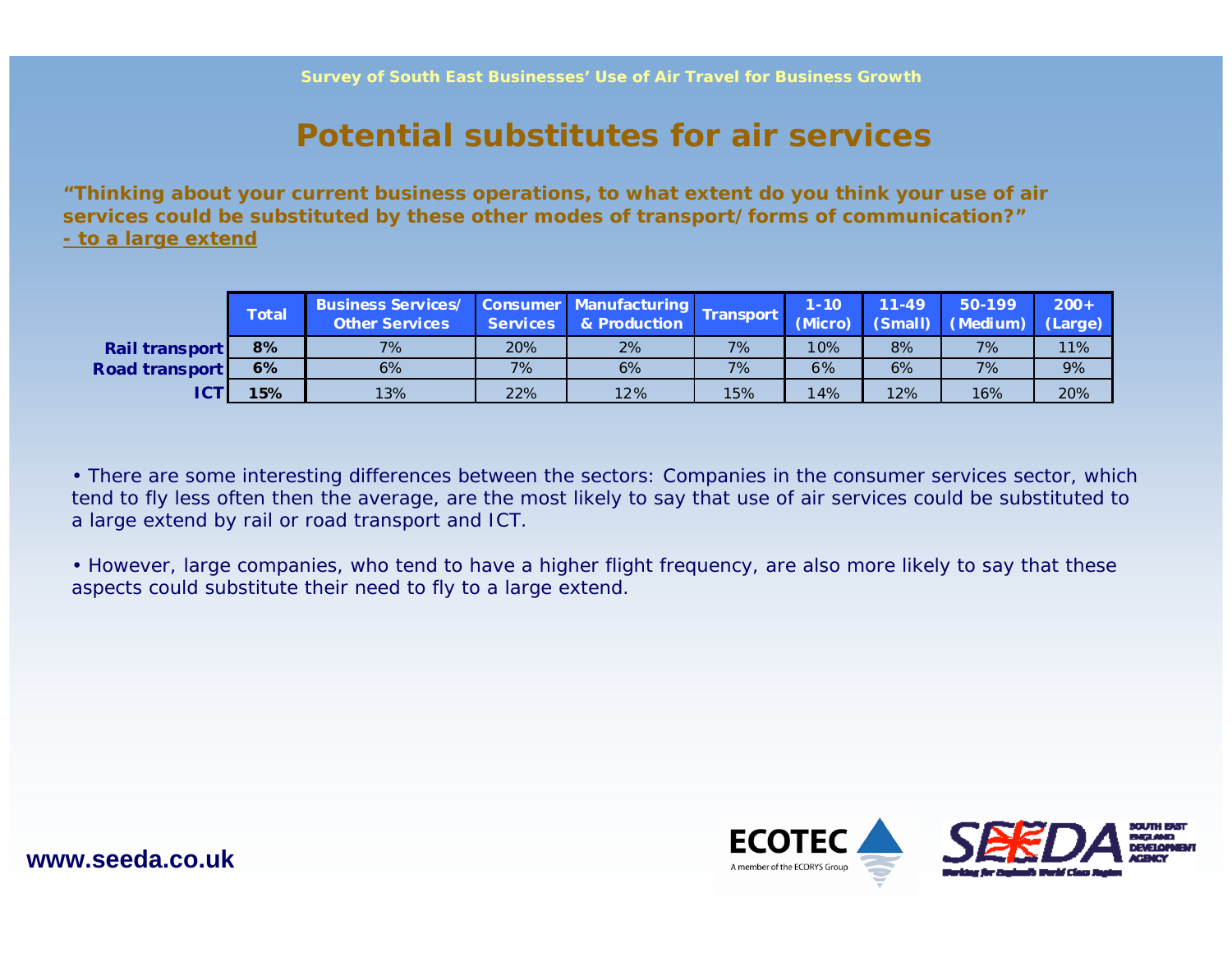# Potential substitutes for air services

**"Thinking about your current business operations, to what extent do you think your use of air services could be substituted by these other modes of transport/forms of communication?"**
**- to a large extend**

| | Total | Business Services/ Other Services | Consumer Services | Manufacturing & Production | Transport | 1-10 (Micro) | 11-49 (Small) | 50-199 (Medium) | 200+ (Large) |
|---|---|---|---|---|---|---|---|---|---|
| **Rail transport** | **8%** | 7% | 20% | 2% | 7% | 10% | 8% | 7% | 11% |
| **Road transport** | **6%** | 6% | 7% | 6% | 7% | 6% | 6% | 7% | 9% |
| **ICT** | **15%** | 13% | 22% | 12% | 15% | 14% | 12% | 16% | 20% |

- There are some interesting differences between the sectors: Companies in the consumer services sector, which tend to fly less often then the average, are the most likely to say that use of air services could be substituted to a large extend by rail or road transport and ICT.

- However, large companies, who tend to have a higher flight frequency, are also more likely to say that these aspects could substitute their need to fly to a large extend.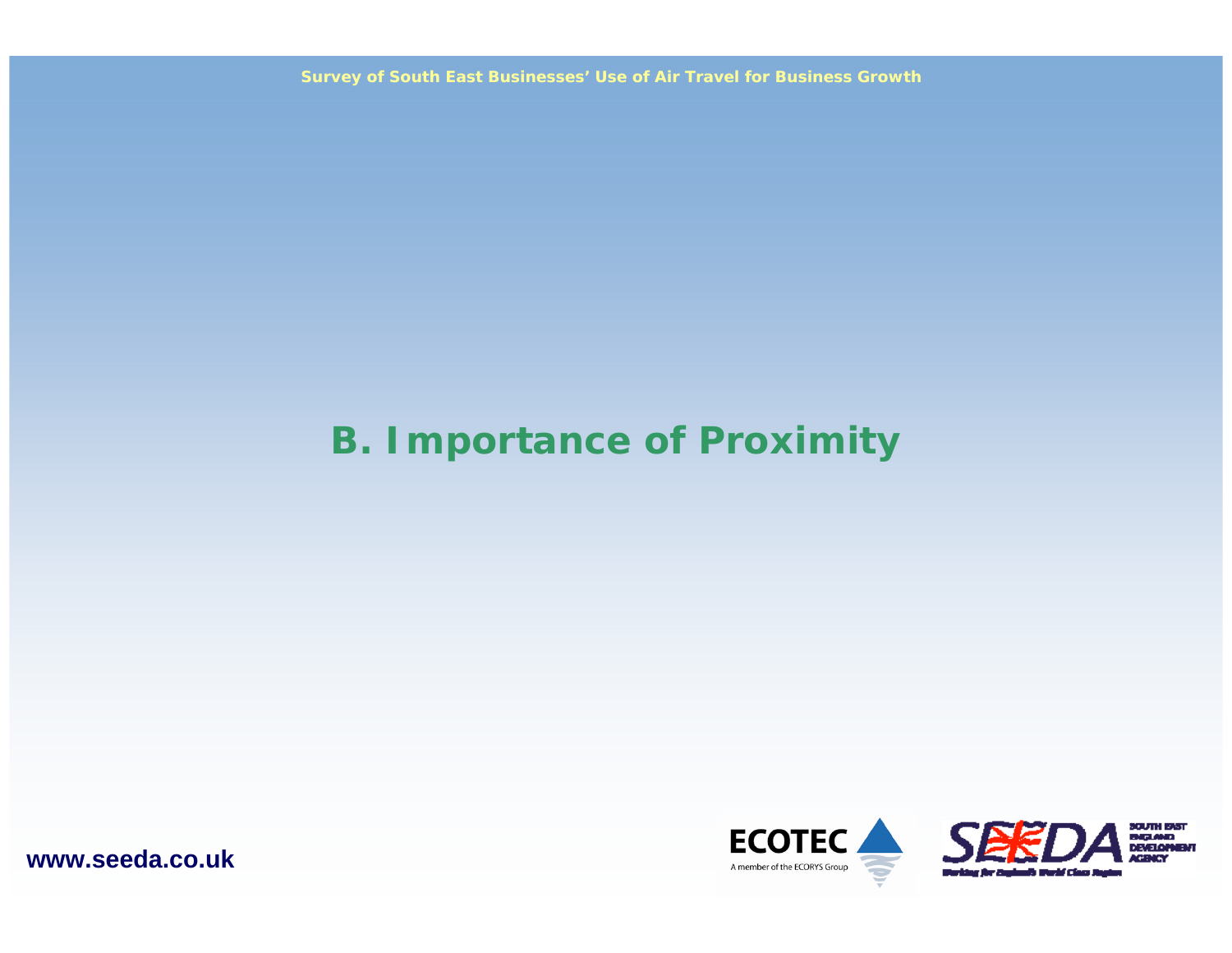# B. Importance of Proximity

www.seeda.co.uk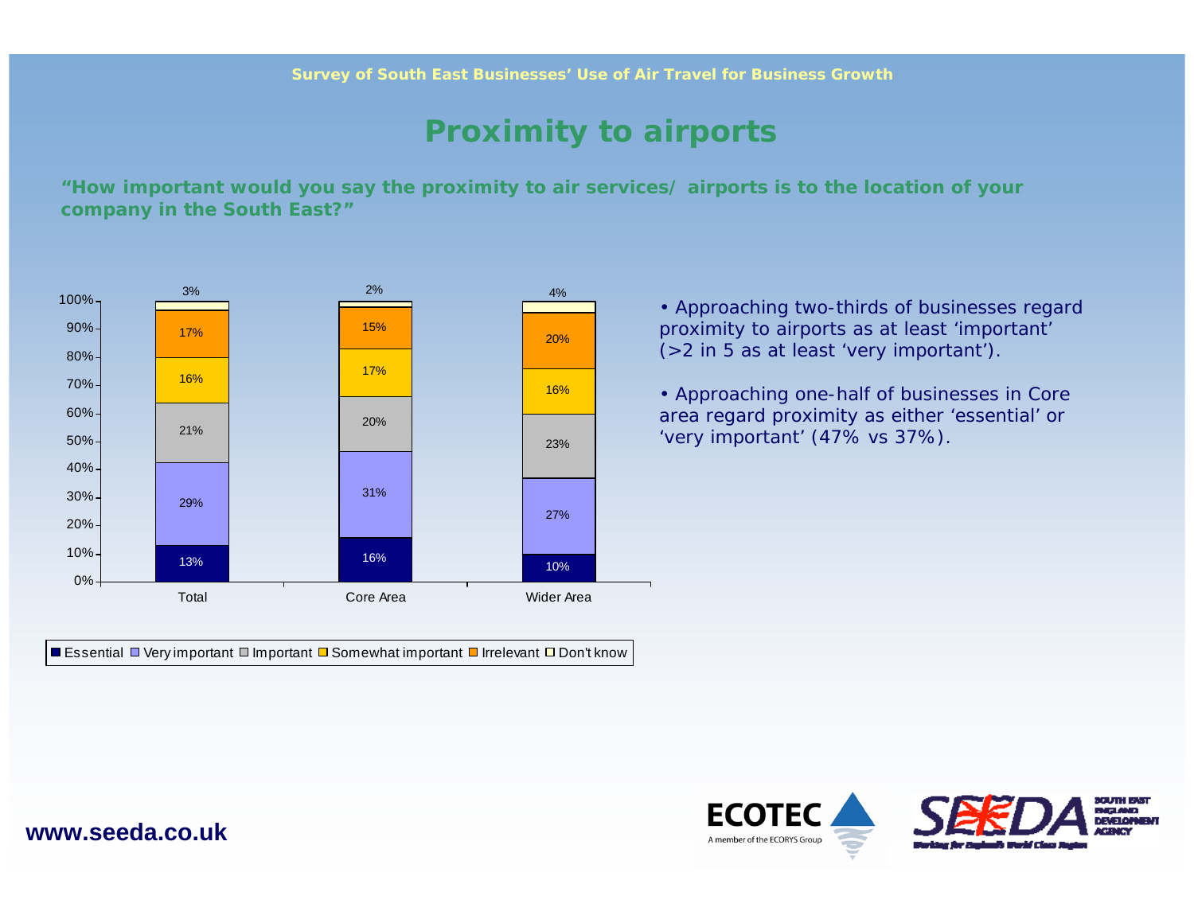Survey of South East Businesses' Use of Air Travel for Business Growth

# Proximity to airports

**"How important would you say the proximity to air services/ airports is to the location of your company in the South East?"**

| | Essential | Very important | Important | Somewhat important | Irrelevant | Don't know |
|---|---|---|---|---|---|---|
| Total | 13% | 29% | 21% | 16% | 17% | 3% |
| Core Area | 16% | 31% | 20% | 17% | 15% | 2% |
| Wider Area | 10% | 27% | 23% | 16% | 20% | 4% |

- Approaching two-thirds of businesses regard proximity to airports as at least 'important' (>2 in 5 as at least 'very important').
- Approaching one-half of businesses in Core area regard proximity as either 'essential' or 'very important' (47% vs 37%).

www.seeda.co.uk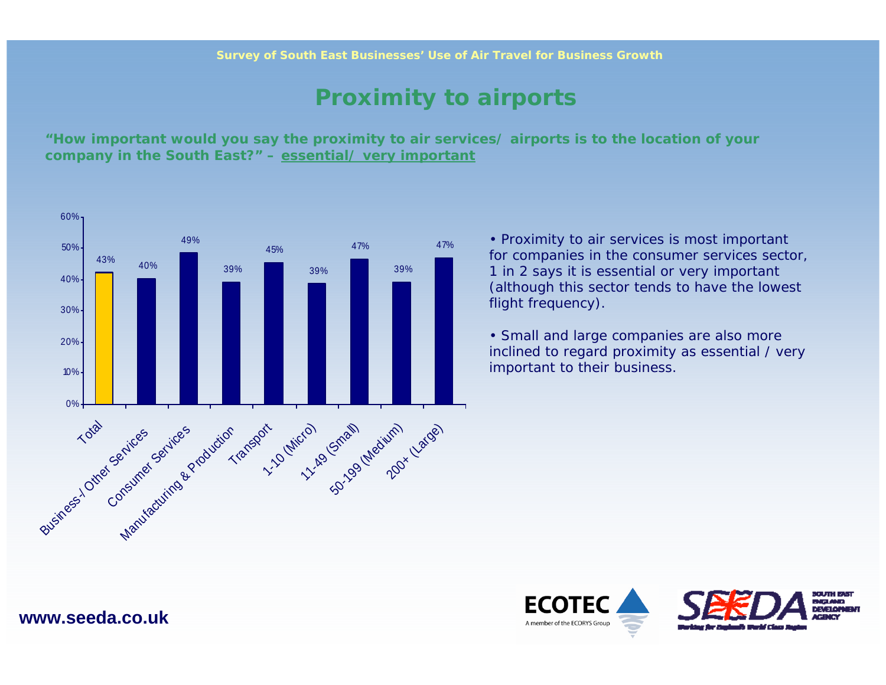# Proximity to airports

**"How important would you say the proximity to air services/ airports is to the location of your company in the South East?" – essential/ very important**

| Category | % |
|---|---|
| Total | 43% |
| Business-/ Other Services | 40% |
| Consumer Services | 49% |
| Manufacturing & Production | 39% |
| Transport | 45% |
| 1-10 (Micro) | 39% |
| 11-49 (Small) | 47% |
| 50-199 (Medium) | 39% |
| 200+ (Large) | 47% |

- Proximity to air services is most important for companies in the consumer services sector, 1 in 2 says it is essential or very important (although this sector tends to have the lowest flight frequency).
- Small and large companies are also more inclined to regard proximity as essential / very important to their business.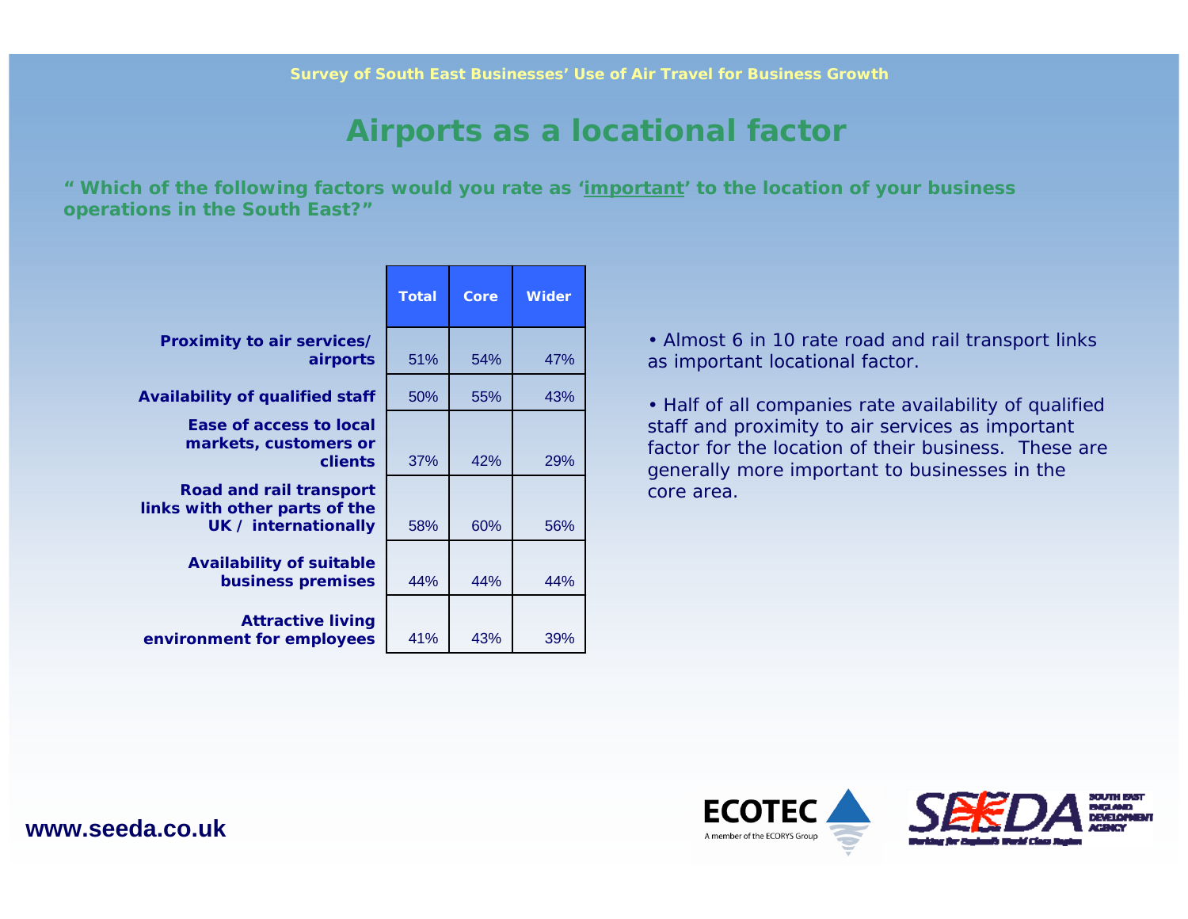# Airports as a locational factor

**" Which of the following factors would you rate as '<u>important</u>' to the location of your business operations in the South East?"**

| | Total | Core | Wider |
|---|---|---|---|
| **Proximity to air services/ airports** | 51% | 54% | 47% |
| **Availability of qualified staff** | 50% | 55% | 43% |
| **Ease of access to local markets, customers or clients** | 37% | 42% | 29% |
| **Road and rail transport links with other parts of the UK / internationally** | 58% | 60% | 56% |
| **Availability of suitable business premises** | 44% | 44% | 44% |
| **Attractive living environment for employees** | 41% | 43% | 39% |

- Almost 6 in 10 rate road and rail transport links as important locational factor.
- Half of all companies rate availability of qualified staff and proximity to air services as important factor for the location of their business. These are generally more important to businesses in the core area.

www.seeda.co.uk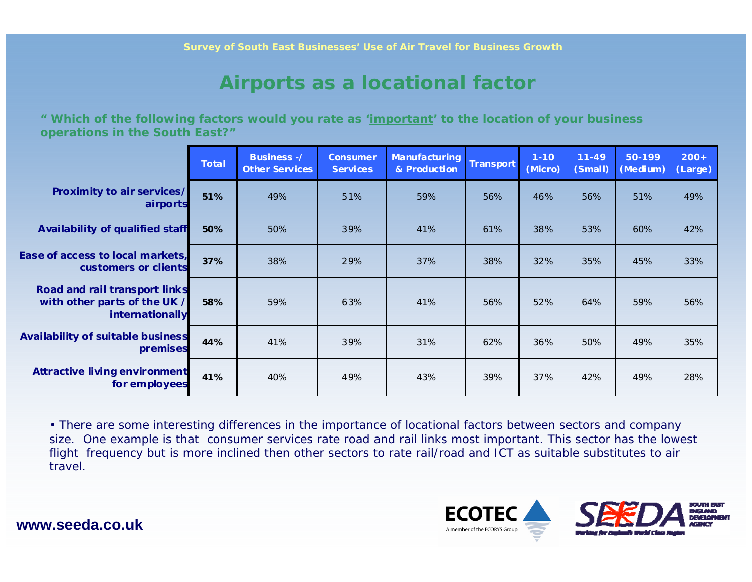Survey of South East Businesses' Use of Air Travel for Business Growth

# Airports as a locational factor

**" Which of the following factors would you rate as '<u>important</u>' to the location of your business operations in the South East?"**

| | Total | Business -/ Other Services | Consumer Services | Manufacturing & Production | Transport | 1-10 (Micro) | 11-49 (Small) | 50-199 (Medium) | 200+ (Large) |
|---|---|---|---|---|---|---|---|---|---|
| **Proximity to air services/ airports** | **51%** | 49% | 51% | 59% | 56% | 46% | 56% | 51% | 49% |
| **Availability of qualified staff** | **50%** | 50% | 39% | 41% | 61% | 38% | 53% | 60% | 42% |
| **Ease of access to local markets, customers or clients** | **37%** | 38% | 29% | 37% | 38% | 32% | 35% | 45% | 33% |
| **Road and rail transport links with other parts of the UK / internationally** | **58%** | 59% | 63% | 41% | 56% | 52% | 64% | 59% | 56% |
| **Availability of suitable business premises** | **44%** | 41% | 39% | 31% | 62% | 36% | 50% | 49% | 35% |
| **Attractive living environment for employees** | **41%** | 40% | 49% | 43% | 39% | 37% | 42% | 49% | 28% |

- There are some interesting differences in the importance of locational factors between sectors and company size. One example is that consumer services rate road and rail links most important. This sector has the lowest flight frequency but is more inclined then other sectors to rate rail/road and ICT as suitable substitutes to air travel.

**www.seeda.co.uk**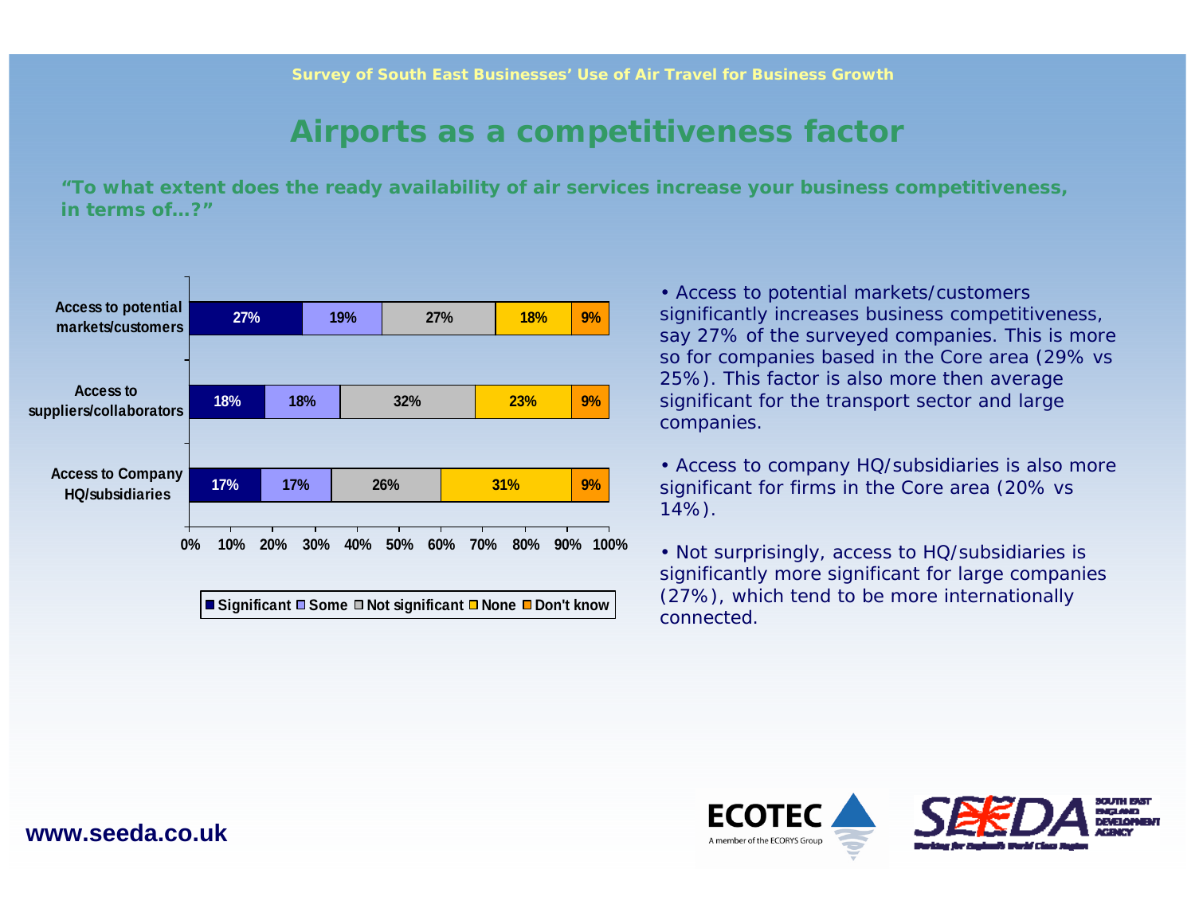Survey of South East Businesses' Use of Air Travel for Business Growth

# Airports as a competitiveness factor

**"To what extent does the ready availability of air services increase your business competitiveness, in terms of…?"**

| | Significant | Some | Not significant | None | Don't know |
|---|---|---|---|---|---|
| Access to potential markets/customers | 27% | 19% | 27% | 18% | 9% |
| Access to suppliers/collaborators | 18% | 18% | 32% | 23% | 9% |
| Access to Company HQ/subsidiaries | 17% | 17% | 26% | 31% | 9% |

- Access to potential markets/customers significantly increases business competitiveness, say 27% of the surveyed companies. This is more so for companies based in the Core area (29% vs 25%). This factor is also more then average significant for the transport sector and large companies.
- Access to company HQ/subsidiaries is also more significant for firms in the Core area (20% vs 14%).
- Not surprisingly, access to HQ/subsidiaries is significantly more significant for large companies (27%), which tend to be more internationally connected.

**www.seeda.co.uk**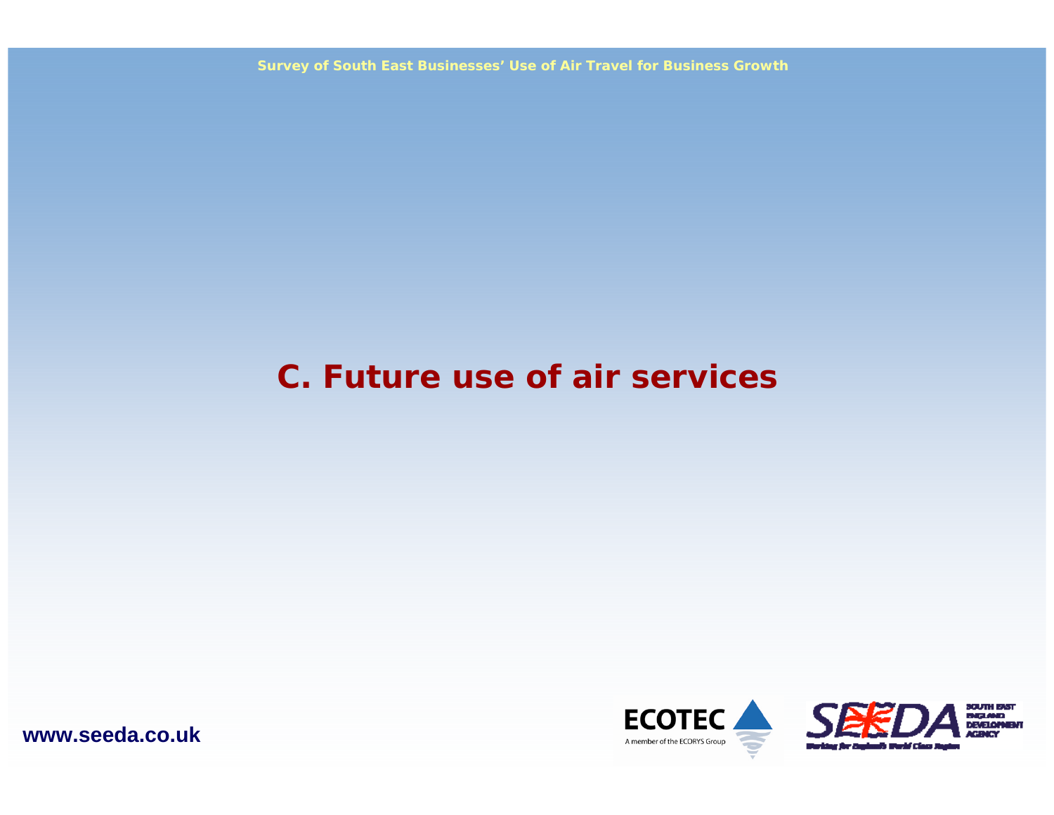# C. Future use of air services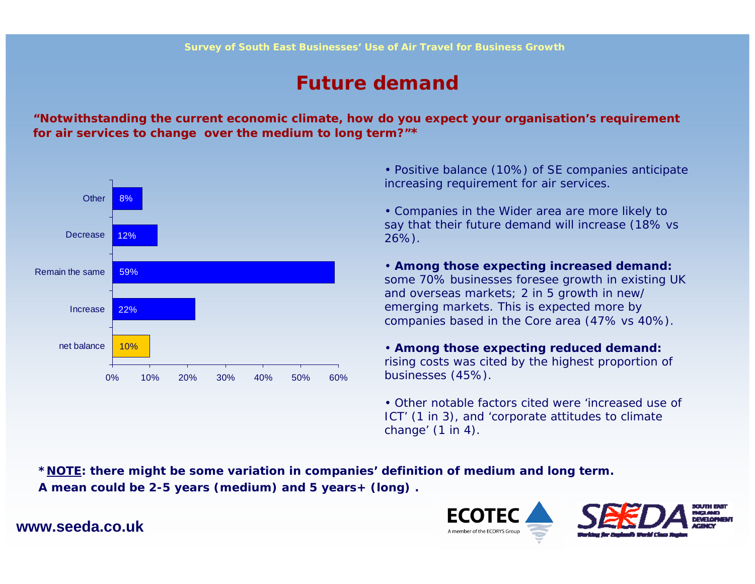# Future demand

**"Notwithstanding the current economic climate, how do you expect your organisation's requirement for air services to change over the medium to long term?"***

| Response | % |
| --- | --- |
| Other | 8% |
| Decrease | 12% |
| Remain the same | 59% |
| Increase | 22% |
| net balance | 10% |

- Positive balance (10%) of SE companies anticipate increasing requirement for air services.
- Companies in the Wider area are more likely to say that their future demand will increase (18% vs 26%).
- **Among those expecting increased demand:** some 70% businesses foresee growth in existing UK and overseas markets; 2 in 5 growth in new/ emerging markets. This is expected more by companies based in the Core area (47% vs 40%).
- **Among those expecting reduced demand:** rising costs was cited by the highest proportion of businesses (45%).
- Other notable factors cited were 'increased use of ICT' (1 in 3), and 'corporate attitudes to climate change' (1 in 4).

***NOTE: there might be some variation in companies' definition of medium and long term. A mean could be 2-5 years (medium) and 5 years+ (long) .**

www.seeda.co.uk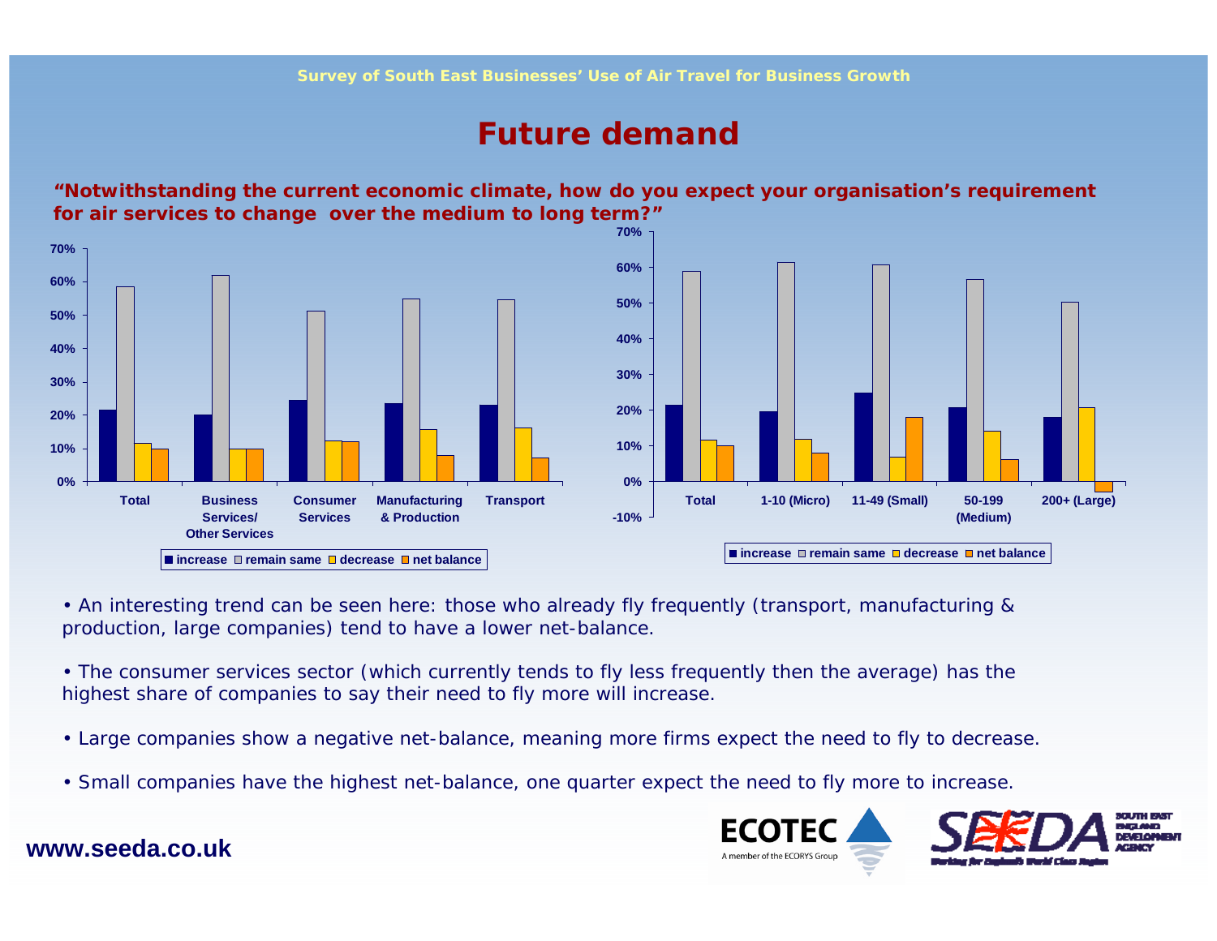## Future demand

**"Notwithstanding the current economic climate, how do you expect your organisation's requirement for air services to change over the medium to long term?"**

- An interesting trend can be seen here: those who already fly frequently (transport, manufacturing & production, large companies) tend to have a lower net-balance.
- The consumer services sector (which currently tends to fly less frequently then the average) has the highest share of companies to say their need to fly more will increase.
- Large companies show a negative net-balance, meaning more firms expect the need to fly to decrease.
- Small companies have the highest net-balance, one quarter expect the need to fly more to increase.

**www.seeda.co.uk**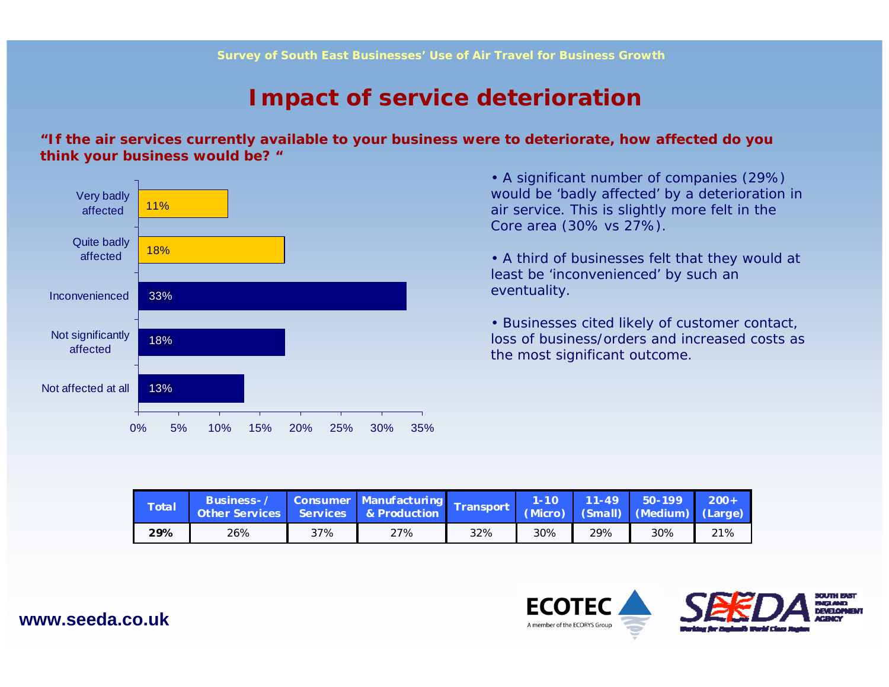# Impact of service deterioration

**"If the air services currently available to your business were to deteriorate, how affected do you think your business would be? "**

| Response | % |
|---|---|
| Very badly affected | 11% |
| Quite badly affected | 18% |
| Inconvenienced | 33% |
| Not significantly affected | 18% |
| Not affected at all | 13% |

- A significant number of companies (29%) would be 'badly affected' by a deterioration in air service. This is slightly more felt in the Core area (30% vs 27%).
- A third of businesses felt that they would at least be 'inconvenienced' by such an eventuality.
- Businesses cited likely of customer contact, loss of business/orders and increased costs as the most significant outcome.

| Total | Business-/ Other Services | Consumer Services | Manufacturing & Production | Transport | 1-10 (Micro) | 11-49 (Small) | 50-199 (Medium) | 200+ (Large) |
|---|---|---|---|---|---|---|---|---|
| **29%** | 26% | 37% | 27% | 32% | 30% | 29% | 30% | 21% |

www.seeda.co.uk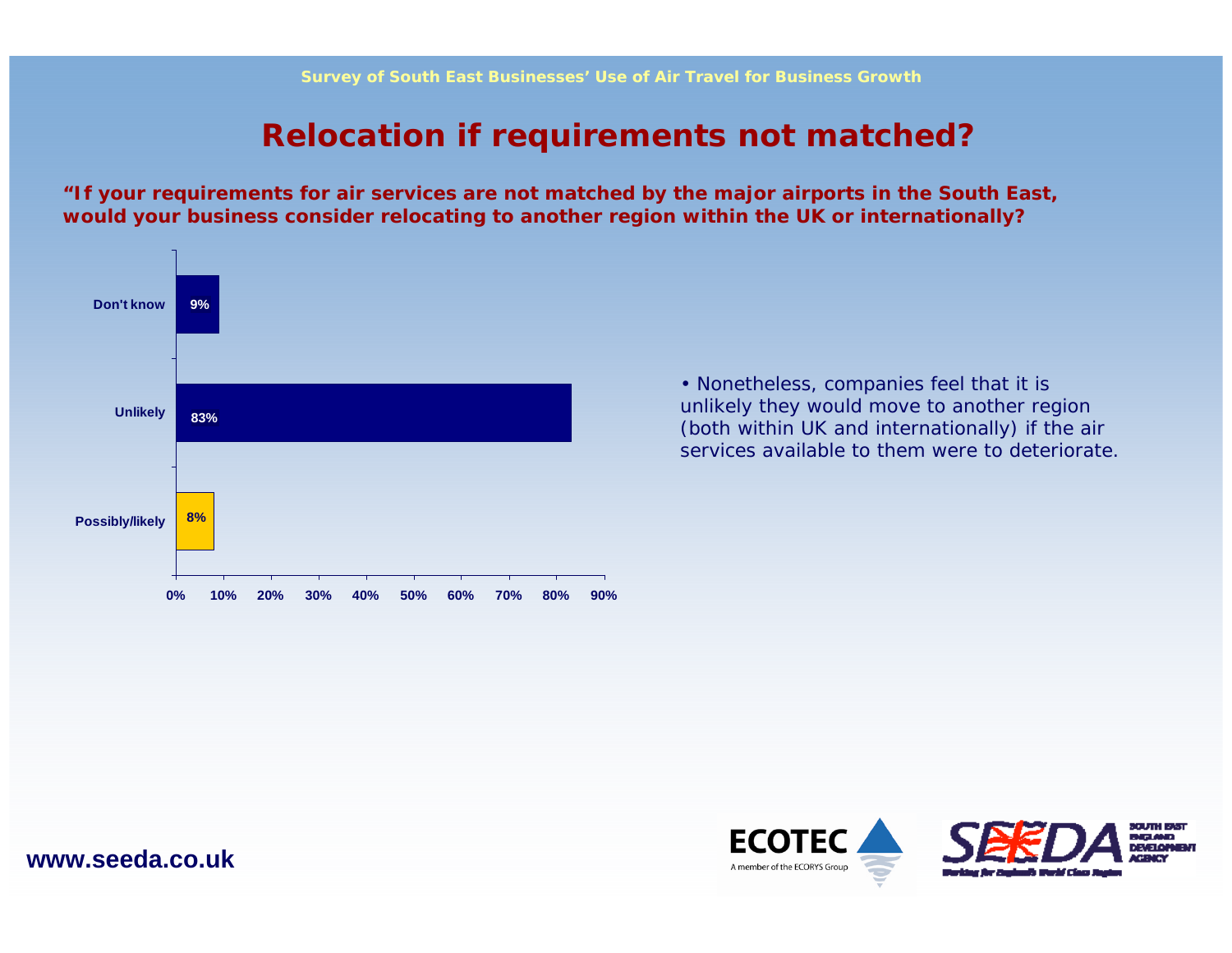# Relocation if requirements not matched?

**"If your requirements for air services are not matched by the major airports in the South East, would your business consider relocating to another region within the UK or internationally?**

| Response | % |
|---|---|
| Don't know | 9% |
| Unlikely | 83% |
| Possibly/likely | 8% |

- Nonetheless, companies feel that it is unlikely they would move to another region (both within UK and internationally) if the air services available to them were to deteriorate.

**www.seeda.co.uk**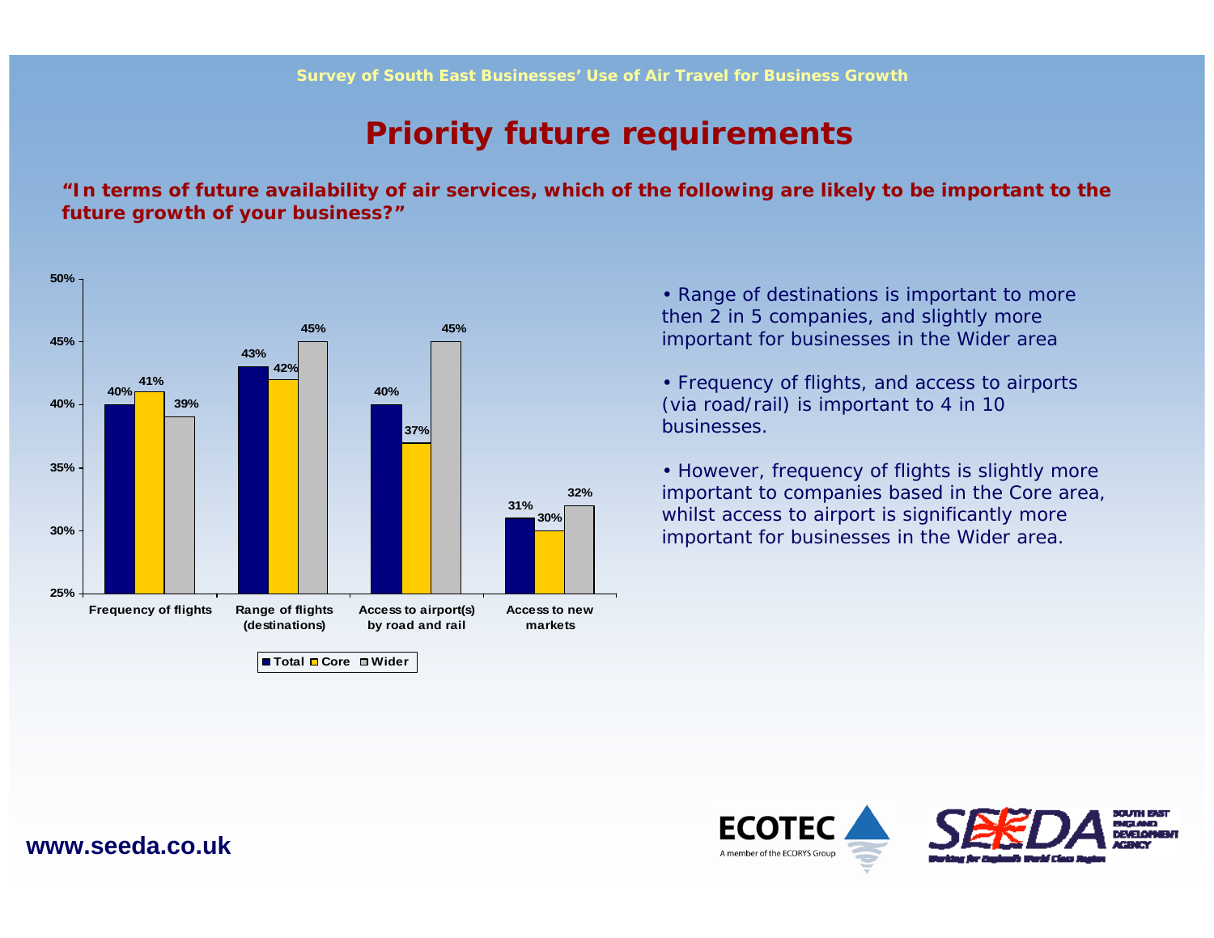# Priority future requirements

**"In terms of future availability of air services, which of the following are likely to be important to the future growth of your business?"**

| | Total | Core | Wider |
|---|---|---|---|
| Frequency of flights | 40% | 41% | 39% |
| Range of flights (destinations) | 43% | 42% | 45% |
| Access to airport(s) by road and rail | 40% | 37% | 45% |
| Access to new markets | 31% | 30% | 32% |

- Range of destinations is important to more then 2 in 5 companies, and slightly more important for businesses in the Wider area
- Frequency of flights, and access to airports (via road/rail) is important to 4 in 10 businesses.
- However, frequency of flights is slightly more important to companies based in the Core area, whilst access to airport is significantly more important for businesses in the Wider area.

www.seeda.co.uk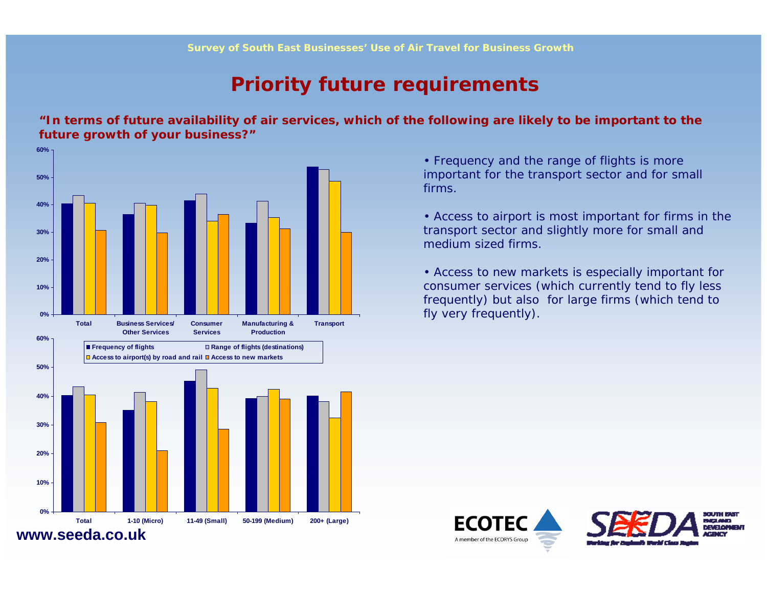# Priority future requirements

**"In terms of future availability of air services, which of the following are likely to be important to the future growth of your business?"**

- Frequency and the range of flights is more important for the transport sector and for small firms.
- Access to airport is most important for firms in the transport sector and slightly more for small and medium sized firms.
- Access to new markets is especially important for consumer services (which currently tend to fly less frequently) but also for large firms (which tend to fly very frequently).

www.seeda.co.uk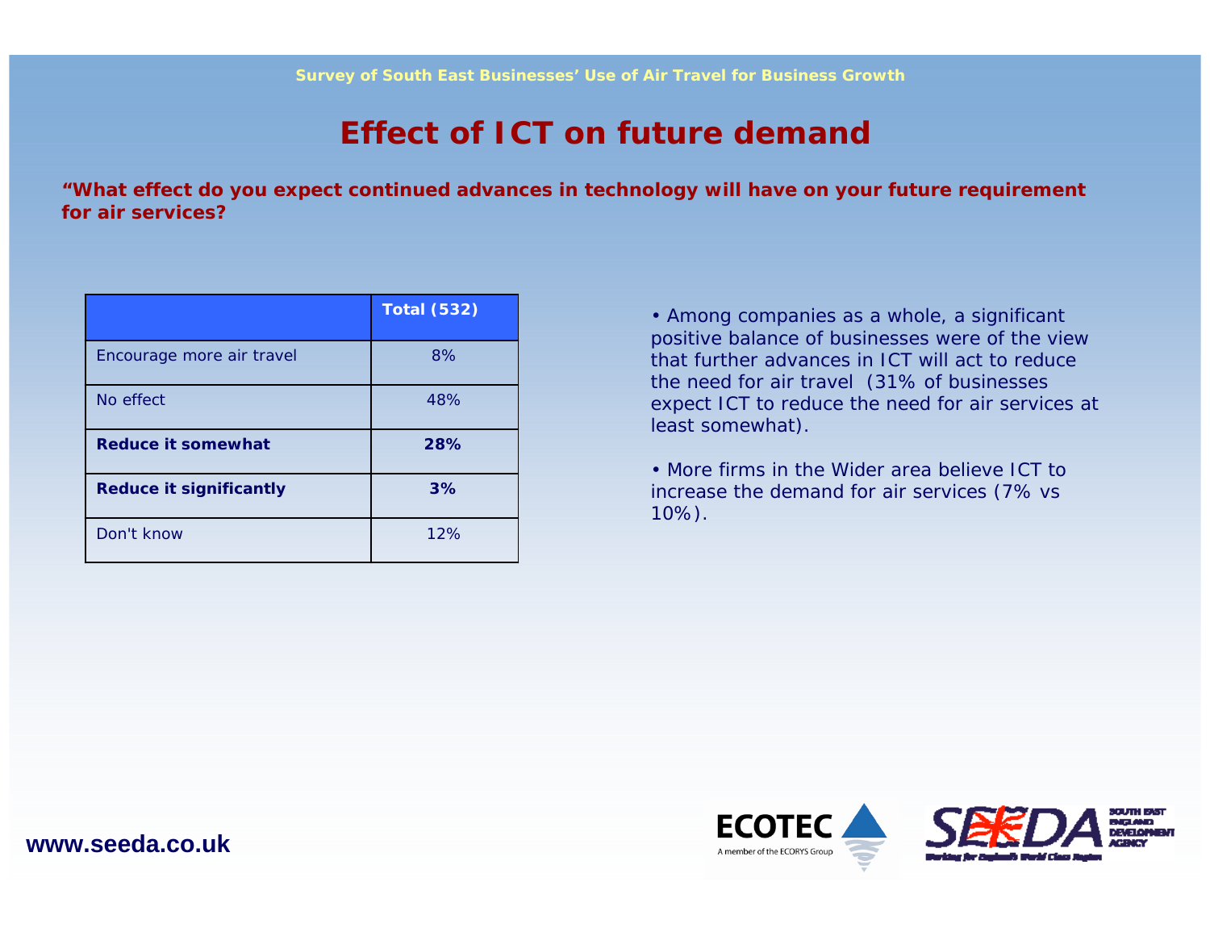Survey of South East Businesses' Use of Air Travel for Business Growth

# Effect of ICT on future demand

**"What effect do you expect continued advances in technology will have on your future requirement for air services?**

| | Total (532) |
|---|---|
| Encourage more air travel | 8% |
| No effect | 48% |
| **Reduce it somewhat** | **28%** |
| **Reduce it significantly** | **3%** |
| Don't know | 12% |

- Among companies as a whole, a significant positive balance of businesses were of the view that further advances in ICT will act to reduce the need for air travel (31% of businesses expect ICT to reduce the need for air services at least somewhat).
- More firms in the Wider area believe ICT to increase the demand for air services (7% vs 10%).

www.seeda.co.uk

ECOTEC
A member of the ECORYS Group

SEEDA SOUTH EAST ENGLAND DEVELOPMENT AGENCY
Working for England's World Class Region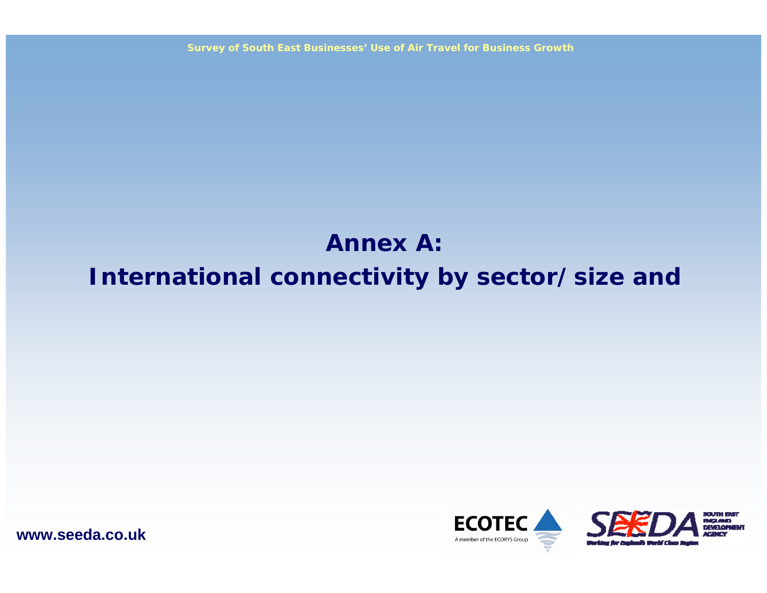# Annex A:

# International connectivity by sector/ size and

www.seeda.co.uk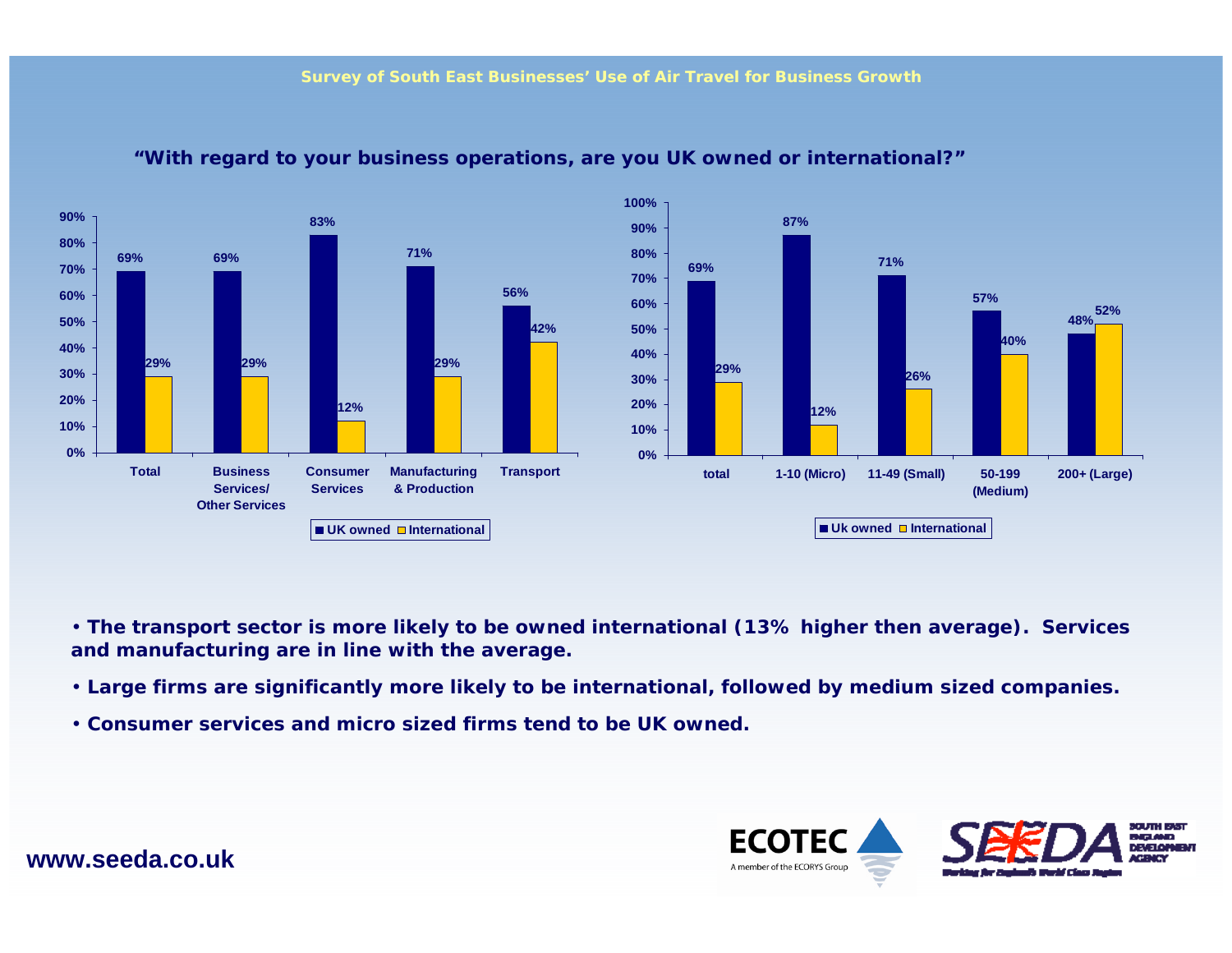Survey of South East Businesses' Use of Air Travel for Business Growth

## "With regard to your business operations, are you UK owned or international?"

| | UK owned | International |
|---|---|---|
| Total | 69% | 29% |
| Business Services/ Other Services | 69% | 29% |
| Consumer Services | 83% | 12% |
| Manufacturing & Production | 71% | 29% |
| Transport | 56% | 42% |

| | Uk owned | International |
|---|---|---|
| total | 69% | 29% |
| 1-10 (Micro) | 87% | 12% |
| 11-49 (Small) | 71% | 26% |
| 50-199 (Medium) | 57% | 40% |
| 200+ (Large) | 48% | 52% |

- **The transport sector is more likely to be owned international (13% higher then average). Services and manufacturing are in line with the average.**
- **Large firms are significantly more likely to be international, followed by medium sized companies.**
- **Consumer services and micro sized firms tend to be UK owned.**

**www.seeda.co.uk**

ECOTEC A member of the ECORYS Group

SEEDA SOUTH EAST ENGLAND DEVELOPMENT AGENCY Working for England's World Class Region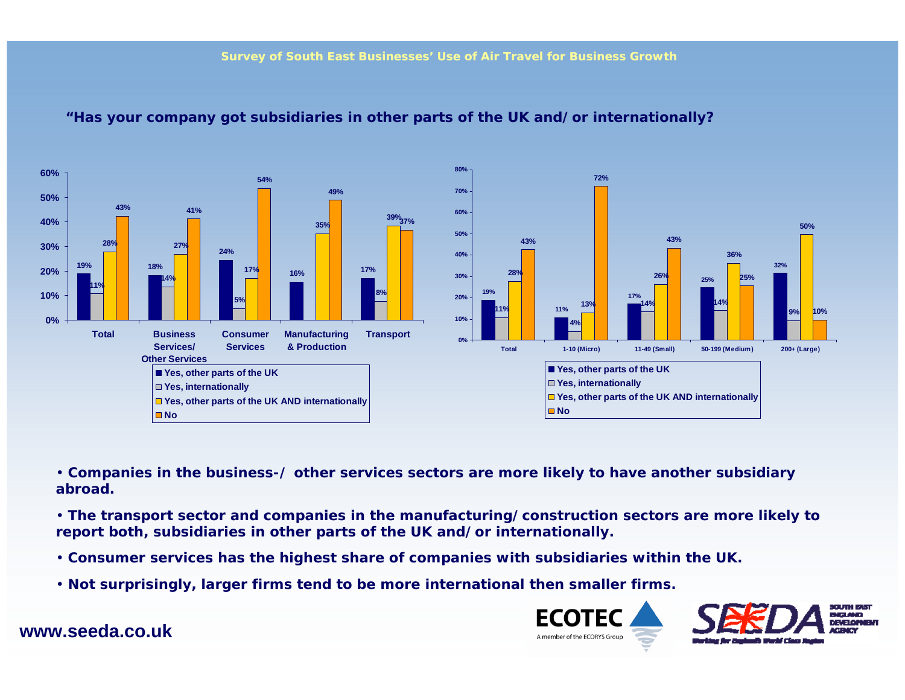## Survey of South East Businesses' Use of Air Travel for Business Growth

### "Has your company got subsidiaries in other parts of the UK and/or internationally?

| | Total | Business Services/ Other Services | Consumer Services | Manufacturing & Production | Transport |
|---|---|---|---|---|---|
| Yes, other parts of the UK | 19% | 18% | 24% | 16% | 17% |
| Yes, internationally | 11% | 14% | 5% | | 8% |
| Yes, other parts of the UK AND internationally | 28% | 27% | 17% | 35% | 39% |
| No | 43% | 41% | 54% | 49% | 37% |

| | Total | 1-10 (Micro) | 11-49 (Small) | 50-199 (Medium) | 200+ (Large) |
|---|---|---|---|---|---|
| Yes, other parts of the UK | 19% | 11% | 17% | 25% | 32% |
| Yes, internationally | 11% | 4% | 14% | 14% | 9% |
| Yes, other parts of the UK AND internationally | 28% | 13% | 26% | 36% | 50% |
| No | 43% | 72% | 43% | 25% | 10% |

- **Companies in the business-/ other services sectors are more likely to have another subsidiary abroad.**
- **The transport sector and companies in the manufacturing/construction sectors are more likely to report both, subsidiaries in other parts of the UK and/or internationally.**
- **Consumer services has the highest share of companies with subsidiaries within the UK.**
- **Not surprisingly, larger firms tend to be more international then smaller firms.**

www.seeda.co.uk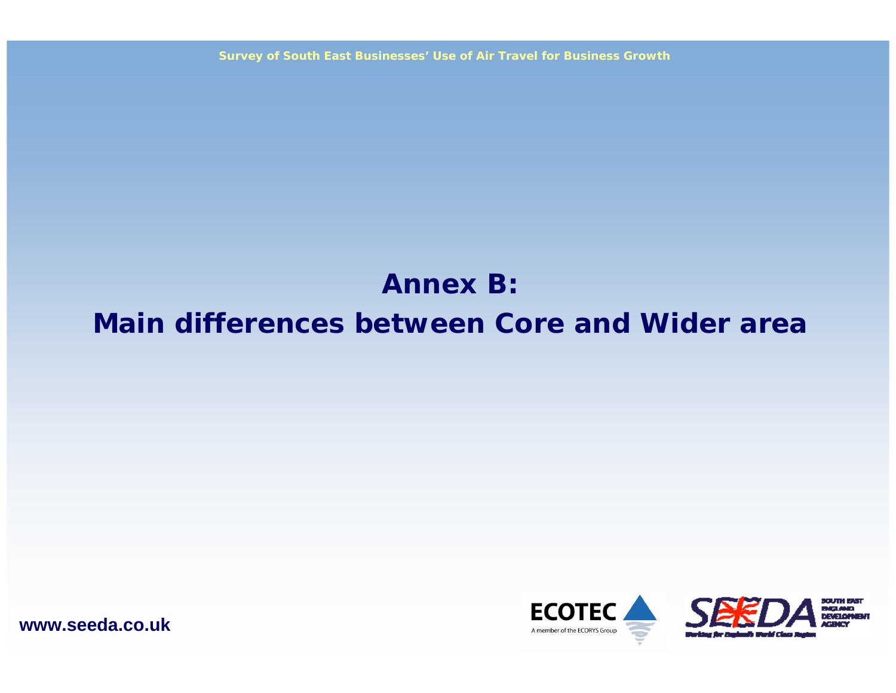# Annex B:
# Main differences between Core and Wider area

www.seeda.co.uk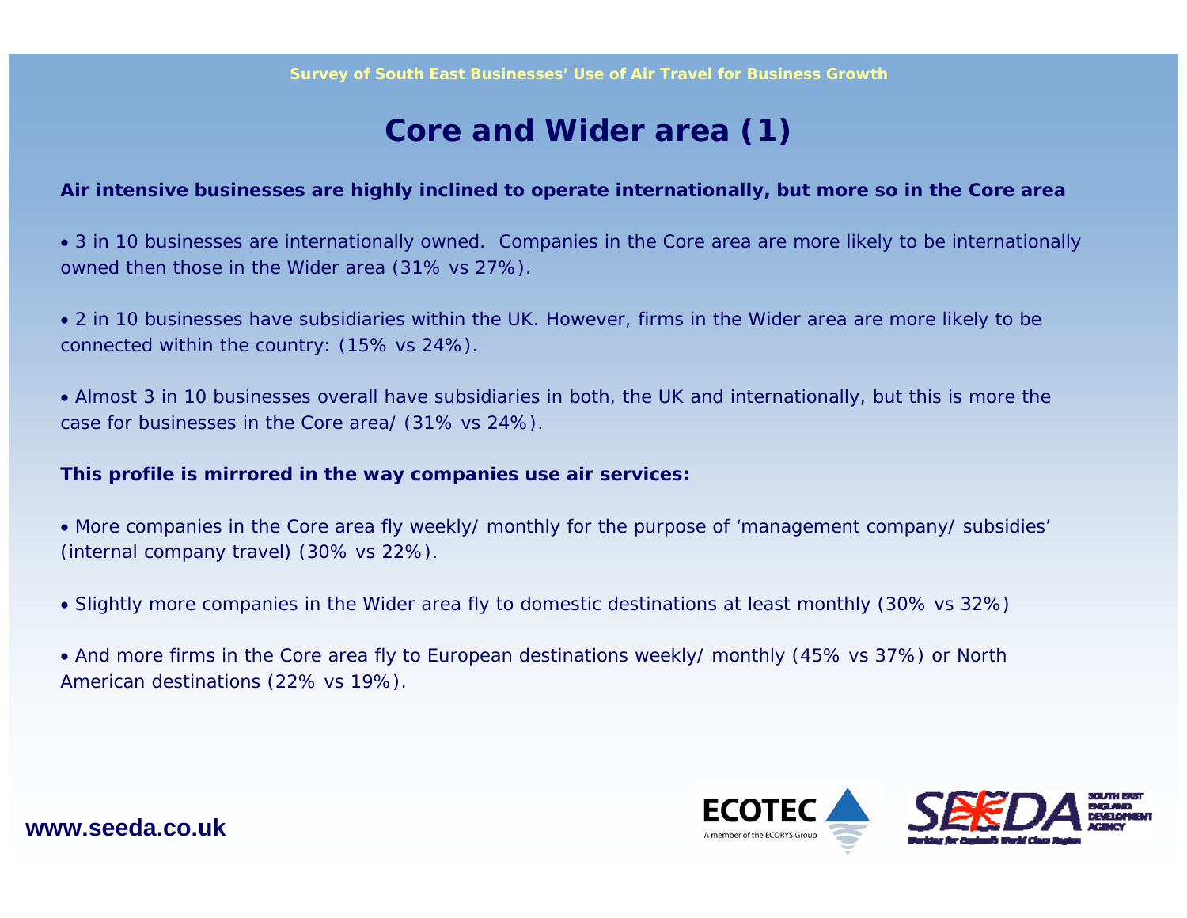# Core and Wider area (1)

**Air intensive businesses are highly inclined to operate internationally, but more so in the Core area**

- 3 in 10 businesses are internationally owned. Companies in the Core area are more likely to be internationally owned then those in the Wider area (31% vs 27%).

- 2 in 10 businesses have subsidiaries within the UK. However, firms in the Wider area are more likely to be connected within the country: (15% vs 24%).

- Almost 3 in 10 businesses overall have subsidiaries in both, the UK and internationally, but this is more the case for businesses in the Core area/ (31% vs 24%).

**This profile is mirrored in the way companies use air services:**

- More companies in the Core area fly weekly/ monthly for the purpose of 'management company/ subsidies' (internal company travel) (30% vs 22%).

- Slightly more companies in the Wider area fly to domestic destinations at least monthly (30% vs 32%)

- And more firms in the Core area fly to European destinations weekly/ monthly (45% vs 37%) or North American destinations (22% vs 19%).

**www.seeda.co.uk**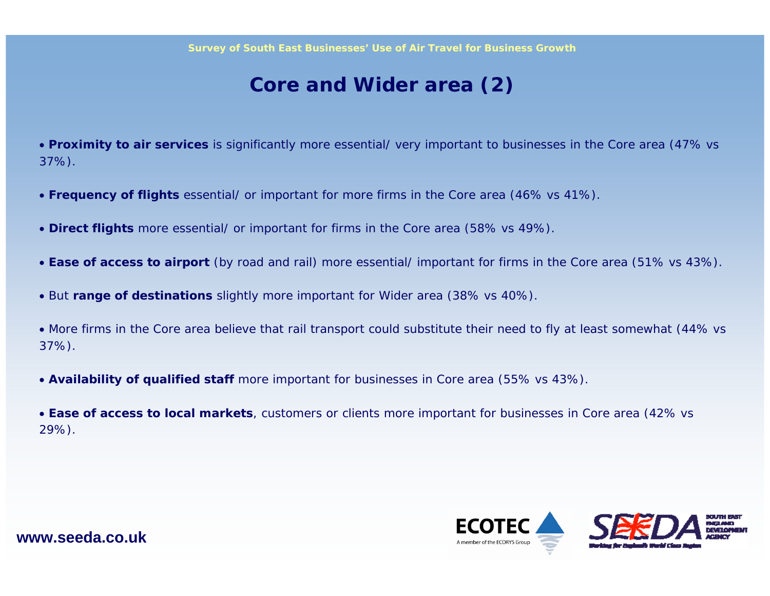# Core and Wider area (2)

- **Proximity to air services** is significantly more essential/ very important to businesses in the Core area (47% vs 37%).
- **Frequency of flights** essential/ or important for more firms in the Core area (46% vs 41%).
- **Direct flights** more essential/ or important for firms in the Core area (58% vs 49%).
- **Ease of access to airport** (by road and rail) more essential/ important for firms in the Core area (51% vs 43%).
- But **range of destinations** slightly more important for Wider area (38% vs 40%).
- More firms in the Core area believe that rail transport could substitute their need to fly at least somewhat (44% vs 37%).
- **Availability of qualified staff** more important for businesses in Core area (55% vs 43%).
- **Ease of access to local markets**, customers or clients more important for businesses in Core area (42% vs 29%).

**www.seeda.co.uk**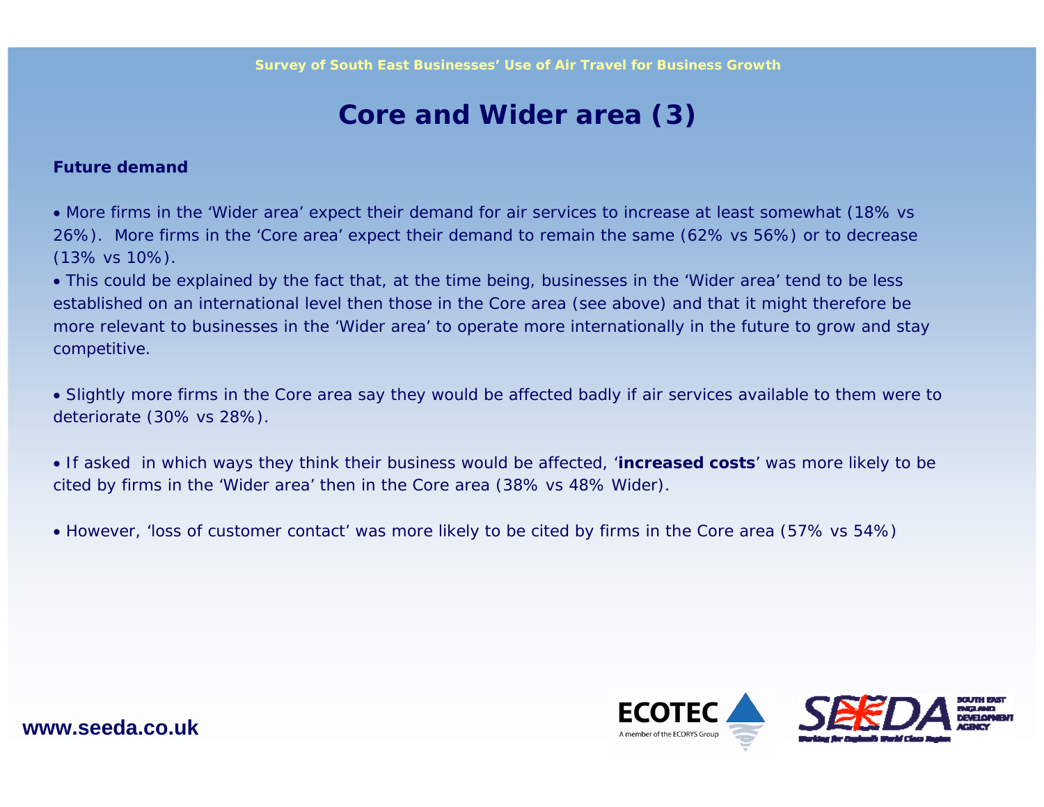# Core and Wider area (3)

**Future demand**

- More firms in the 'Wider area' expect their demand for air services to increase at least somewhat (18% vs 26%). More firms in the 'Core area' expect their demand to remain the same (62% vs 56%) or to decrease (13% vs 10%).
- This could be explained by the fact that, at the time being, businesses in the 'Wider area' tend to be less established on an international level then those in the Core area (see above) and that it might therefore be more relevant to businesses in the 'Wider area' to operate more internationally in the future to grow and stay competitive.

- Slightly more firms in the Core area say they would be affected badly if air services available to them were to deteriorate (30% vs 28%).

- If asked in which ways they think their business would be affected, '**increased costs**' was more likely to be cited by firms in the 'Wider area' then in the Core area (38% vs 48% Wider).

- However, 'loss of customer contact' was more likely to be cited by firms in the Core area (57% vs 54%)

**www.seeda.co.uk**